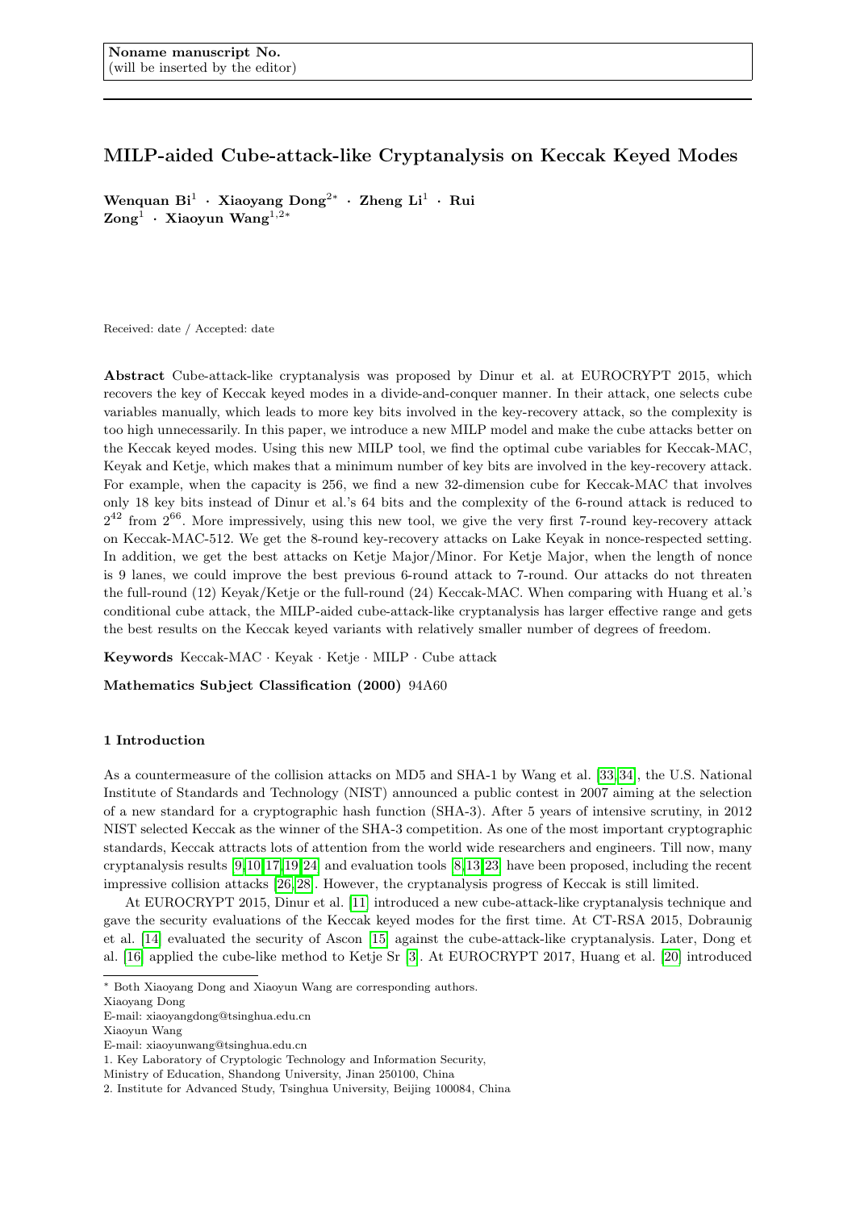Noname manuscript No.
(will be inserted by the editor)

# MILP-aided Cube-attack-like Cryptanalysis on Keccak Keyed Modes

**Wenquan Bi[1] · Xiaoyang Dong[2*] · Zheng Li[1] · Rui Zong[1] · Xiaoyun Wang[1,2*]**

Received: date / Accepted: date

**Abstract** Cube-attack-like cryptanalysis was proposed by Dinur et al. at EUROCRYPT 2015, which recovers the key of Keccak keyed modes in a divide-and-conquer manner. In their attack, one selects cube variables manually, which leads to more key bits involved in the key-recovery attack, so the complexity is too high unnecessarily. In this paper, we introduce a new MILP model and make the cube attacks better on the Keccak keyed modes. Using this new MILP tool, we find the optimal cube variables for Keccak-MAC, Keyak and Ketje, which makes that a minimum number of key bits are involved in the key-recovery attack. For example, when the capacity is 256, we find a new 32-dimension cube for Keccak-MAC that involves only 18 key bits instead of Dinur et al.'s 64 bits and the complexity of the 6-round attack is reduced to $2^{42}$ from $2^{66}$. More impressively, using this new tool, we give the very first 7-round key-recovery attack on Keccak-MAC-512. We get the 8-round key-recovery attacks on Lake Keyak in nonce-respected setting. In addition, we get the best attacks on Ketje Major/Minor. For Ketje Major, when the length of nonce is 9 lanes, we could improve the best previous 6-round attack to 7-round. Our attacks do not threaten the full-round (12) Keyak/Ketje or the full-round (24) Keccak-MAC. When comparing with Huang et al.'s conditional cube attack, the MILP-aided cube-attack-like cryptanalysis has larger effective range and gets the best results on the Keccak keyed variants with relatively smaller number of degrees of freedom.

**Keywords** Keccak-MAC · Keyak · Ketje · MILP · Cube attack

**Mathematics Subject Classification (2000)** 94A60

## 1 Introduction

As a countermeasure of the collision attacks on MD5 and SHA-1 by Wang et al. [33,34], the U.S. National Institute of Standards and Technology (NIST) announced a public contest in 2007 aiming at the selection of a new standard for a cryptographic hash function (SHA-3). After 5 years of intensive scrutiny, in 2012 NIST selected Keccak as the winner of the SHA-3 competition. As one of the most important cryptographic standards, Keccak attracts lots of attention from the world wide researchers and engineers. Till now, many cryptanalysis results [9,10,17,19,24] and evaluation tools [8,13,23] have been proposed, including the recent impressive collision attacks [26,28]. However, the cryptanalysis progress of Keccak is still limited.

At EUROCRYPT 2015, Dinur et al. [11] introduced a new cube-attack-like cryptanalysis technique and gave the security evaluations of the Keccak keyed modes for the first time. At CT-RSA 2015, Dobraunig et al. [14] evaluated the security of Ascon [15] against the cube-attack-like cryptanalysis. Later, Dong et al. [16] applied the cube-like method to Ketje Sr [3]. At EUROCRYPT 2017, Huang et al. [20] introduced

* Both Xiaoyang Dong and Xiaoyun Wang are corresponding authors.
Xiaoyang Dong
E-mail: xiaoyangdong@tsinghua.edu.cn
Xiaoyun Wang
E-mail: xiaoyunwang@tsinghua.edu.cn
1. Key Laboratory of Cryptologic Technology and Information Security,
Ministry of Education, Shandong University, Jinan 250100, China
2. Institute for Advanced Study, Tsinghua University, Beijing 100084, China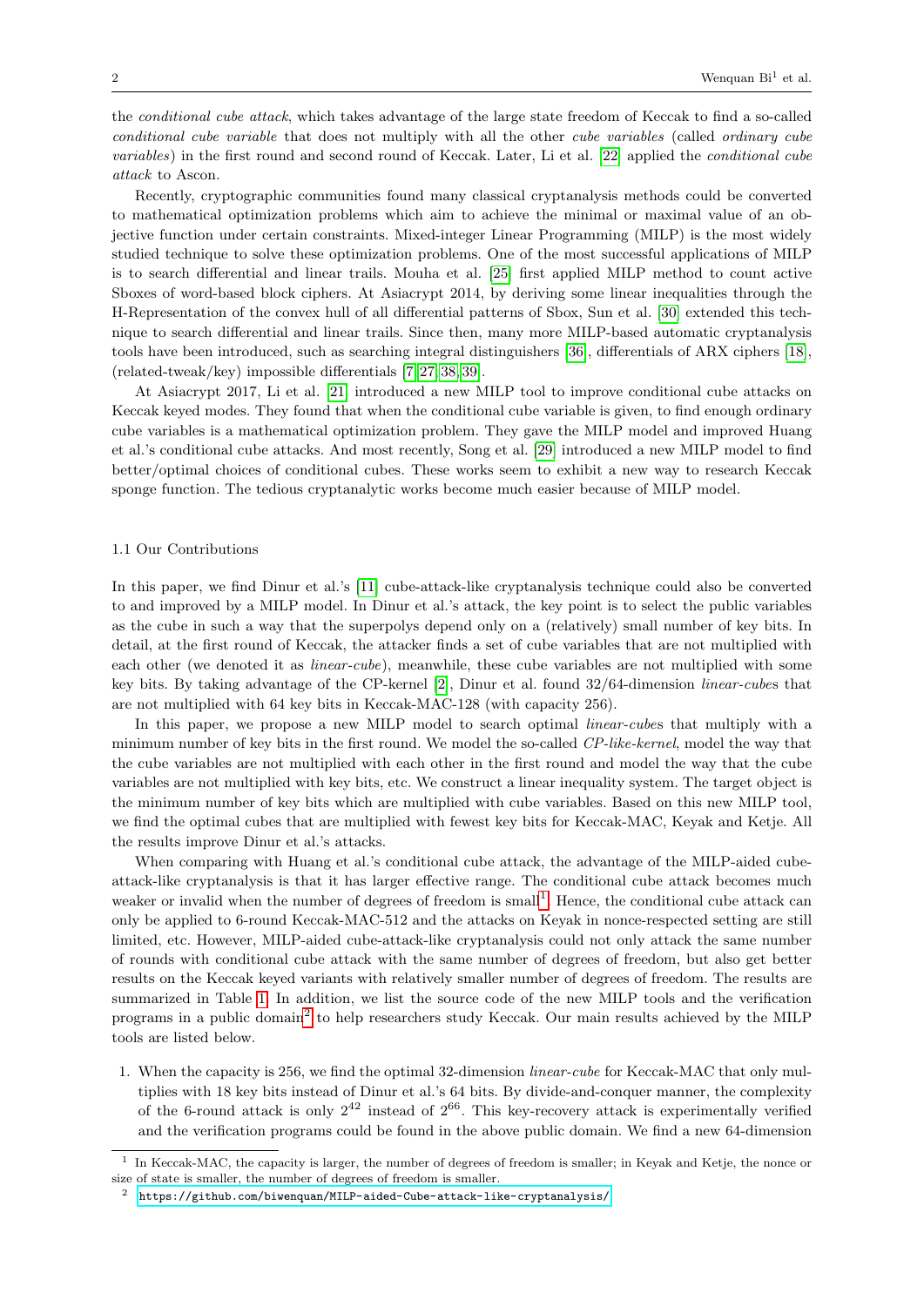the *conditional cube attack*, which takes advantage of the large state freedom of Keccak to find a so-called *conditional cube variable* that does not multiply with all the other *cube variables* (called *ordinary cube variables*) in the first round and second round of Keccak. Later, Li et al. [22] applied the *conditional cube attack* to Ascon.

Recently, cryptographic communities found many classical cryptanalysis methods could be converted to mathematical optimization problems which aim to achieve the minimal or maximal value of an objective function under certain constraints. Mixed-integer Linear Programming (MILP) is the most widely studied technique to solve these optimization problems. One of the most successful applications of MILP is to search differential and linear trails. Mouha et al. [25] first applied MILP method to count active Sboxes of word-based block ciphers. At Asiacrypt 2014, by deriving some linear inequalities through the H-Representation of the convex hull of all differential patterns of Sbox, Sun et al. [30] extended this technique to search differential and linear trails. Since then, many more MILP-based automatic cryptanalysis tools have been introduced, such as searching integral distinguishers [36], differentials of ARX ciphers [18], (related-tweak/key) impossible differentials [7,27,38,39].

At Asiacrypt 2017, Li et al. [21] introduced a new MILP tool to improve conditional cube attacks on Keccak keyed modes. They found that when the conditional cube variable is given, to find enough ordinary cube variables is a mathematical optimization problem. They gave the MILP model and improved Huang et al.'s conditional cube attacks. And most recently, Song et al. [29] introduced a new MILP model to find better/optimal choices of conditional cubes. These works seem to exhibit a new way to research Keccak sponge function. The tedious cryptanalytic works become much easier because of MILP model.

### 1.1 Our Contributions

In this paper, we find Dinur et al.'s [11] cube-attack-like cryptanalysis technique could also be converted to and improved by a MILP model. In Dinur et al.'s attack, the key point is to select the public variables as the cube in such a way that the superpolys depend only on a (relatively) small number of key bits. In detail, at the first round of Keccak, the attacker finds a set of cube variables that are not multiplied with each other (we denoted it as *linear-cube*), meanwhile, these cube variables are not multiplied with some key bits. By taking advantage of the CP-kernel [2], Dinur et al. found 32/64-dimension *linear-cube*s that are not multiplied with 64 key bits in Keccak-MAC-128 (with capacity 256).

In this paper, we propose a new MILP model to search optimal *linear-cube*s that multiply with a minimum number of key bits in the first round. We model the so-called *CP-like-kernel*, model the way that the cube variables are not multiplied with each other in the first round and model the way that the cube variables are not multiplied with key bits, etc. We construct a linear inequality system. The target object is the minimum number of key bits which are multiplied with cube variables. Based on this new MILP tool, we find the optimal cubes that are multiplied with fewest key bits for Keccak-MAC, Keyak and Ketje. All the results improve Dinur et al.'s attacks.

When comparing with Huang et al.'s conditional cube attack, the advantage of the MILP-aided cube-attack-like cryptanalysis is that it has larger effective range. The conditional cube attack becomes much weaker or invalid when the number of degrees of freedom is small[1]. Hence, the conditional cube attack can only be applied to 6-round Keccak-MAC-512 and the attacks on Keyak in nonce-respected setting are still limited, etc. However, MILP-aided cube-attack-like cryptanalysis could not only attack the same number of rounds with conditional cube attack with the same number of degrees of freedom, but also get better results on the Keccak keyed variants with relatively smaller number of degrees of freedom. The results are summarized in Table 1. In addition, we list the source code of the new MILP tools and the verification programs in a public domain[2] to help researchers study Keccak. Our main results achieved by the MILP tools are listed below.

1. When the capacity is 256, we find the optimal 32-dimension *linear-cube* for Keccak-MAC that only multiplies with 18 key bits instead of Dinur et al.'s 64 bits. By divide-and-conquer manner, the complexity of the 6-round attack is only $2^{42}$ instead of $2^{66}$. This key-recovery attack is experimentally verified and the verification programs could be found in the above public domain. We find a new 64-dimension

[1] In Keccak-MAC, the capacity is larger, the number of degrees of freedom is smaller; in Keyak and Ketje, the nonce or size of state is smaller, the number of degrees of freedom is smaller.

[2] https://github.com/biwenquan/MILP-aided-Cube-attack-like-cryptanalysis/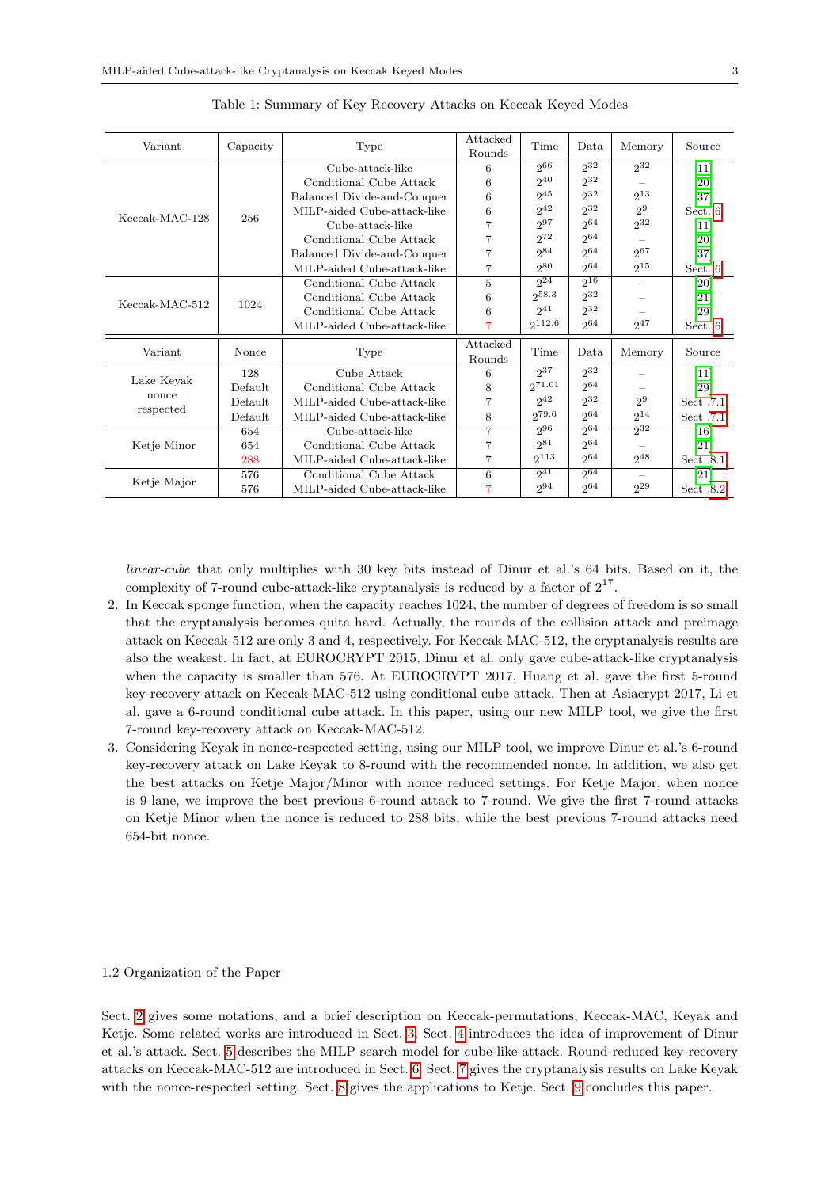Table 1: Summary of Key Recovery Attacks on Keccak Keyed Modes

| Variant | Capacity | Type | Attacked Rounds | Time | Data | Memory | Source |
|---|---|---|---|---|---|---|---|
| Keccak-MAC-128 | 256 | Cube-attack-like | 6 | $2^{66}$ | $2^{32}$ | $2^{32}$ | [11] |
| | | Conditional Cube Attack | 6 | $2^{40}$ | $2^{32}$ | – | [20] |
| | | Balanced Divide-and-Conquer | 6 | $2^{45}$ | $2^{32}$ | $2^{13}$ | [37] |
| | | MILP-aided Cube-attack-like | 6 | $2^{42}$ | $2^{32}$ | $2^{9}$ | Sect. 6 |
| | | Cube-attack-like | 7 | $2^{97}$ | $2^{64}$ | $2^{32}$ | [11] |
| | | Conditional Cube Attack | 7 | $2^{72}$ | $2^{64}$ | – | [20] |
| | | Balanced Divide-and-Conquer | 7 | $2^{84}$ | $2^{64}$ | $2^{67}$ | [37] |
| | | MILP-aided Cube-attack-like | 7 | $2^{80}$ | $2^{64}$ | $2^{15}$ | Sect. 6 |
| Keccak-MAC-512 | 1024 | Conditional Cube Attack | 5 | $2^{24}$ | $2^{16}$ | – | [20] |
| | | Conditional Cube Attack | 6 | $2^{58.3}$ | $2^{32}$ | – | [21] |
| | | Conditional Cube Attack | 6 | $2^{41}$ | $2^{32}$ | – | [29] |
| | | MILP-aided Cube-attack-like | 7 | $2^{112.6}$ | $2^{64}$ | $2^{47}$ | Sect. 6 |
| **Variant** | **Nonce** | **Type** | **Attacked Rounds** | **Time** | **Data** | **Memory** | **Source** |
| Lake Keyak nonce respected | 128 | Cube Attack | 6 | $2^{37}$ | $2^{32}$ | – | [11] |
| | Default | Conditional Cube Attack | 8 | $2^{71.01}$ | $2^{64}$ | – | [29] |
| | Default | MILP-aided Cube-attack-like | 7 | $2^{42}$ | $2^{32}$ | $2^{9}$ | Sect 7.1 |
| | Default | MILP-aided Cube-attack-like | 8 | $2^{79.6}$ | $2^{64}$ | $2^{14}$ | Sect 7.1 |
| Ketje Minor | 654 | Cube-attack-like | 7 | $2^{96}$ | $2^{64}$ | $2^{32}$ | [16] |
| | 654 | Conditional Cube Attack | 7 | $2^{81}$ | $2^{64}$ | – | [21] |
| | 288 | MILP-aided Cube-attack-like | 7 | $2^{113}$ | $2^{64}$ | $2^{48}$ | Sect 8.1 |
| Ketje Major | 576 | Conditional Cube Attack | 6 | $2^{41}$ | $2^{64}$ | – | [21] |
| | 576 | MILP-aided Cube-attack-like | 7 | $2^{94}$ | $2^{64}$ | $2^{29}$ | Sect 8.2 |

*linear-cube* that only multiplies with 30 key bits instead of Dinur et al.'s 64 bits. Based on it, the complexity of 7-round cube-attack-like cryptanalysis is reduced by a factor of $2^{17}$.

2. In Keccak sponge function, when the capacity reaches 1024, the number of degrees of freedom is so small that the cryptanalysis becomes quite hard. Actually, the rounds of the collision attack and preimage attack on Keccak-512 are only 3 and 4, respectively. For Keccak-MAC-512, the cryptanalysis results are also the weakest. In fact, at EUROCRYPT 2015, Dinur et al. only gave cube-attack-like cryptanalysis when the capacity is smaller than 576. At EUROCRYPT 2017, Huang et al. gave the first 5-round key-recovery attack on Keccak-MAC-512 using conditional cube attack. Then at Asiacrypt 2017, Li et al. gave a 6-round conditional cube attack. In this paper, using our new MILP tool, we give the first 7-round key-recovery attack on Keccak-MAC-512.
3. Considering Keyak in nonce-respected setting, using our MILP tool, we improve Dinur et al.'s 6-round key-recovery attack on Lake Keyak to 8-round with the recommended nonce. In addition, we also get the best attacks on Ketje Major/Minor with nonce reduced settings. For Ketje Major, when nonce is 9-lane, we improve the best previous 6-round attack to 7-round. We give the first 7-round attacks on Ketje Minor when the nonce is reduced to 288 bits, while the best previous 7-round attacks need 654-bit nonce.

### 1.2 Organization of the Paper

Sect. 2 gives some notations, and a brief description on Keccak-permutations, Keccak-MAC, Keyak and Ketje. Some related works are introduced in Sect. 3. Sect. 4 introduces the idea of improvement of Dinur et al.'s attack. Sect. 5 describes the MILP search model for cube-like-attack. Round-reduced key-recovery attacks on Keccak-MAC-512 are introduced in Sect. 6. Sect. 7 gives the cryptanalysis results on Lake Keyak with the nonce-respected setting. Sect. 8 gives the applications to Ketje. Sect. 9 concludes this paper.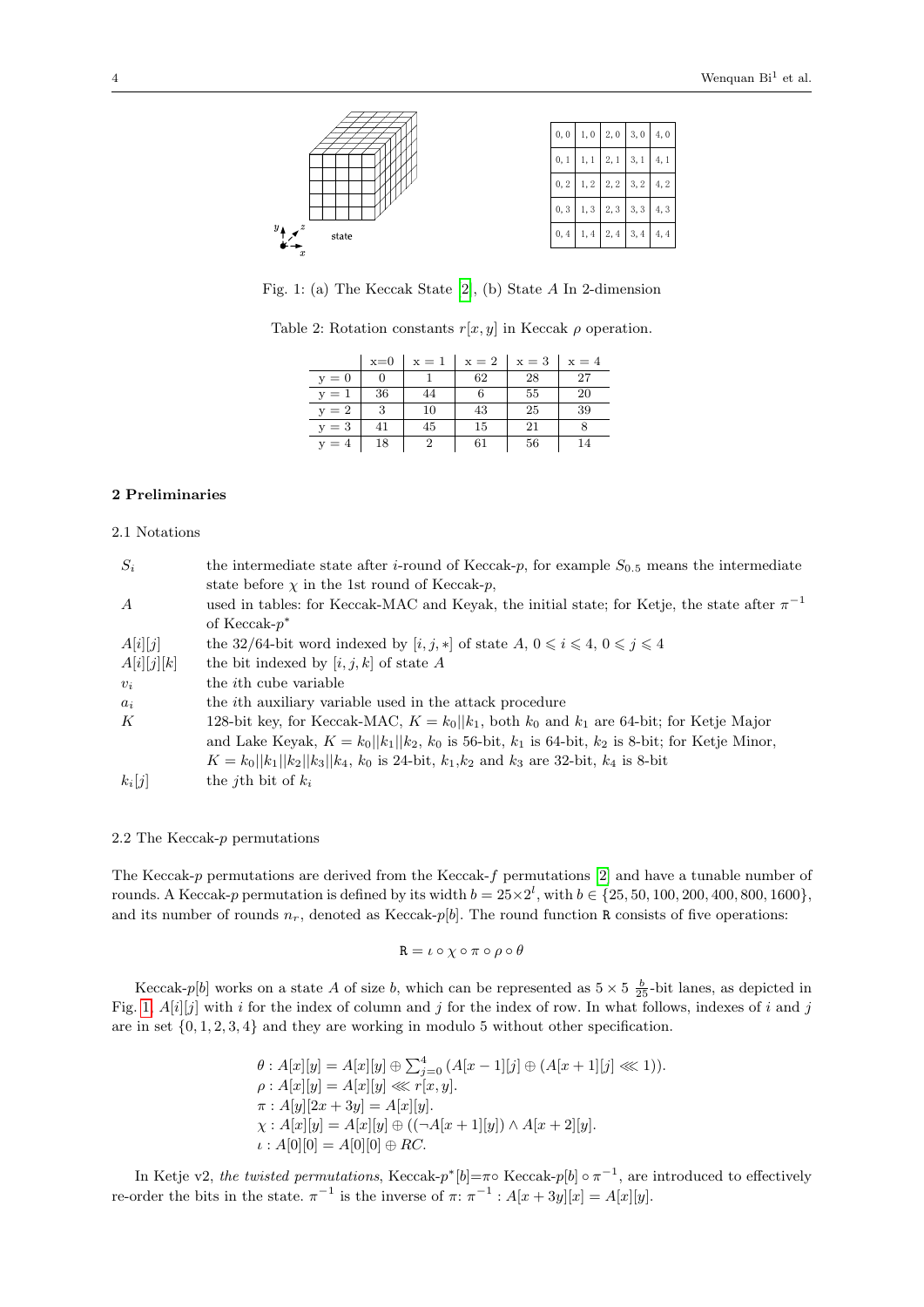state

| 0, 0 | 1, 0 | 2, 0 | 3, 0 | 4, 0 |
|---|---|---|---|---|
| 0, 1 | 1, 1 | 2, 1 | 3, 1 | 4, 1 |
| 0, 2 | 1, 2 | 2, 2 | 3, 2 | 4, 2 |
| 0, 3 | 1, 3 | 2, 3 | 3, 3 | 4, 3 |
| 0, 4 | 1, 4 | 2, 4 | 3, 4 | 4, 4 |

Fig. 1: (a) The Keccak State [2], (b) State $A$ In 2-dimension

Table 2: Rotation constants $r[x, y]$ in Keccak $\rho$ operation.

| | x=0 | x = 1 | x = 2 | x = 3 | x = 4 |
|---|---|---|---|---|---|
| y = 0 | 0 | 1 | 62 | 28 | 27 |
| y = 1 | 36 | 44 | 6 | 55 | 20 |
| y = 2 | 3 | 10 | 43 | 25 | 39 |
| y = 3 | 41 | 45 | 15 | 21 | 8 |
| y = 4 | 18 | 2 | 61 | 56 | 14 |

## 2 Preliminaries

### 2.1 Notations

- $S_i$ — the intermediate state after $i$-round of Keccak-$p$, for example $S_{0.5}$ means the intermediate state before $\chi$ in the 1st round of Keccak-$p$,
- $A$ — used in tables: for Keccak-MAC and Keyak, the initial state; for Ketje, the state after $\pi^{-1}$ of Keccak-$p^*$
- $A[i][j]$ — the 32/64-bit word indexed by $[i, j, *]$ of state $A$, $0 \leqslant i \leqslant 4$, $0 \leqslant j \leqslant 4$
- $A[i][j][k]$ — the bit indexed by $[i, j, k]$ of state $A$
- $v_i$ — the $i$th cube variable
- $a_i$ — the $i$th auxiliary variable used in the attack procedure
- $K$ — 128-bit key, for Keccak-MAC, $K = k_0||k_1$, both $k_0$ and $k_1$ are 64-bit; for Ketje Major and Lake Keyak, $K = k_0||k_1||k_2$, $k_0$ is 56-bit, $k_1$ is 64-bit, $k_2$ is 8-bit; for Ketje Minor, $K = k_0||k_1||k_2||k_3||k_4$, $k_0$ is 24-bit, $k_1$,$k_2$ and $k_3$ are 32-bit, $k_4$ is 8-bit
- $k_i[j]$ — the $j$th bit of $k_i$

### 2.2 The Keccak-$p$ permutations

The Keccak-$p$ permutations are derived from the Keccak-$f$ permutations [2] and have a tunable number of rounds. A Keccak-$p$ permutation is defined by its width $b = 25\times 2^l$, with $b \in \{25, 50, 100, 200, 400, 800, 1600\}$, and its number of rounds $n_r$, denoted as Keccak-$p[b]$. The round function R consists of five operations:

$$\mathtt{R} = \iota \circ \chi \circ \pi \circ \rho \circ \theta$$

Keccak-$p[b]$ works on a state $A$ of size $b$, which can be represented as $5 \times 5$ $\frac{b}{25}$-bit lanes, as depicted in Fig. 1. $A[i][j]$ with $i$ for the index of column and $j$ for the index of row. In what follows, indexes of $i$ and $j$ are in set $\{0, 1, 2, 3, 4\}$ and they are working in modulo 5 without other specification.

$$\begin{aligned}
&\theta : A[x][y] = A[x][y] \oplus \textstyle\sum_{j=0}^{4} (A[x-1][j] \oplus (A[x+1][j] \lll 1)).\\
&\rho : A[x][y] = A[x][y] \lll r[x, y].\\
&\pi : A[y][2x + 3y] = A[x][y].\\
&\chi : A[x][y] = A[x][y] \oplus ((\neg A[x+1][y]) \wedge A[x+2][y].\\
&\iota : A[0][0] = A[0][0] \oplus RC.
\end{aligned}$$

In Ketje v2, *the twisted permutations*, Keccak-$p^*[b]$=$\pi\circ$ Keccak-$p[b] \circ \pi^{-1}$, are introduced to effectively re-order the bits in the state. $\pi^{-1}$ is the inverse of $\pi$: $\pi^{-1} : A[x + 3y][x] = A[x][y]$.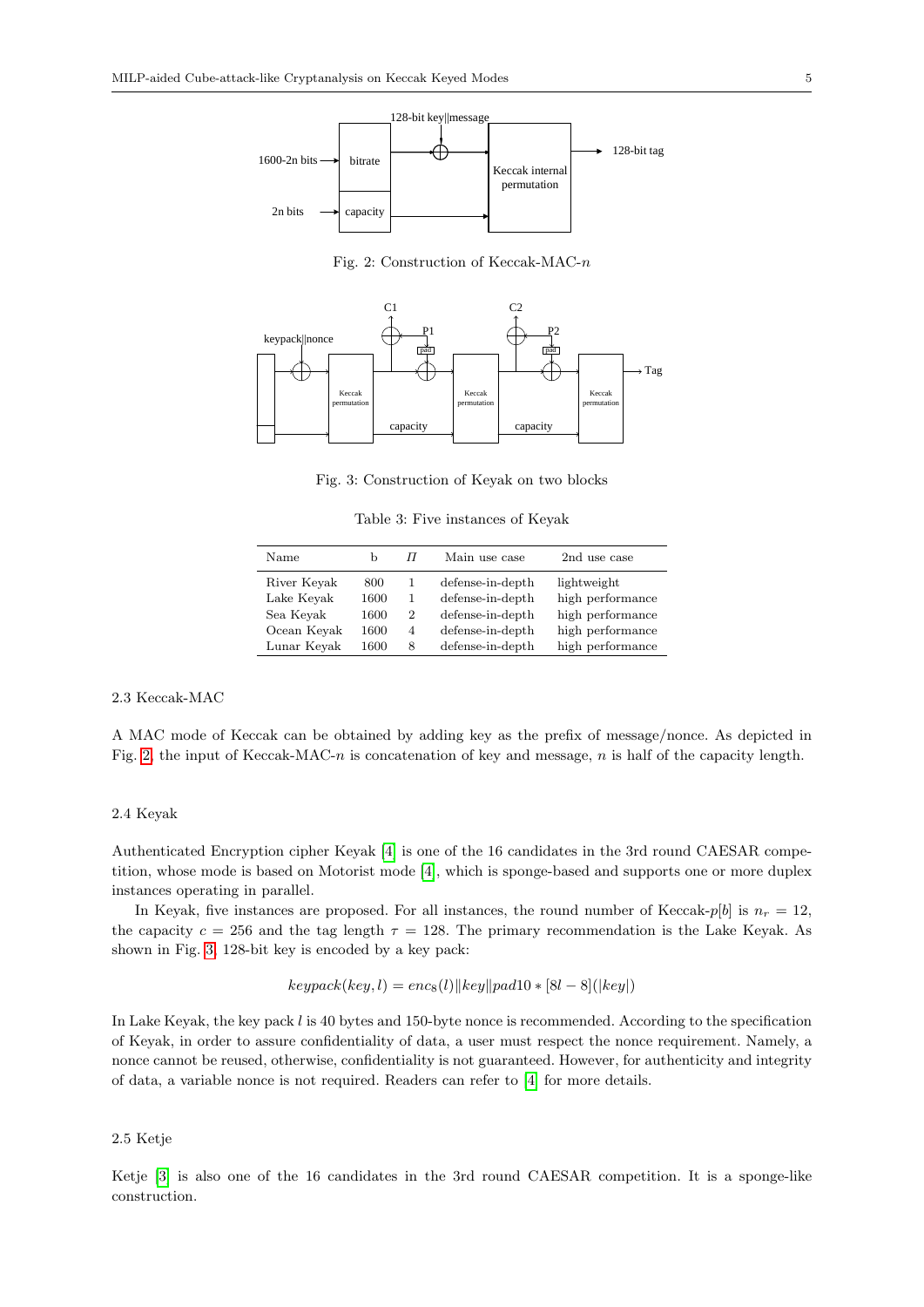128-bit key||message

1600-2n bits

bitrate

2n bits

capacity

Keccak internal permutation

128-bit tag

Fig. 2: Construction of Keccak-MAC-$n$

keypack||nonce

C1

P1

pad

Keccak permutation

capacity

C2

P2

pad

Keccak permutation

capacity

Keccak permutation

Tag

Fig. 3: Construction of Keyak on two blocks

Table 3: Five instances of Keyak

| Name | b | $\Pi$ | Main use case | 2nd use case |
|---|---|---|---|---|
| River Keyak | 800 | 1 | defense-in-depth | lightweight |
| Lake Keyak | 1600 | 1 | defense-in-depth | high performance |
| Sea Keyak | 1600 | 2 | defense-in-depth | high performance |
| Ocean Keyak | 1600 | 4 | defense-in-depth | high performance |
| Lunar Keyak | 1600 | 8 | defense-in-depth | high performance |

### 2.3 Keccak-MAC

A MAC mode of Keccak can be obtained by adding key as the prefix of message/nonce. As depicted in Fig. 2, the input of Keccak-MAC-$n$ is concatenation of key and message, $n$ is half of the capacity length.

### 2.4 Keyak

Authenticated Encryption cipher Keyak [4] is one of the 16 candidates in the 3rd round CAESAR competition, whose mode is based on Motorist mode [4], which is sponge-based and supports one or more duplex instances operating in parallel.

In Keyak, five instances are proposed. For all instances, the round number of Keccak-$p[b]$ is $n_r = 12$, the capacity $c = 256$ and the tag length $\tau = 128$. The primary recommendation is the Lake Keyak. As shown in Fig. 3, 128-bit key is encoded by a key pack:

$$keypack(key, l) = enc_8(l)\|key\|pad10*[8l-8](|key|)$$

In Lake Keyak, the key pack $l$ is 40 bytes and 150-byte nonce is recommended. According to the specification of Keyak, in order to assure confidentiality of data, a user must respect the nonce requirement. Namely, a nonce cannot be reused, otherwise, confidentiality is not guaranteed. However, for authenticity and integrity of data, a variable nonce is not required. Readers can refer to [4] for more details.

### 2.5 Ketje

Ketje [3] is also one of the 16 candidates in the 3rd round CAESAR competition. It is a sponge-like construction.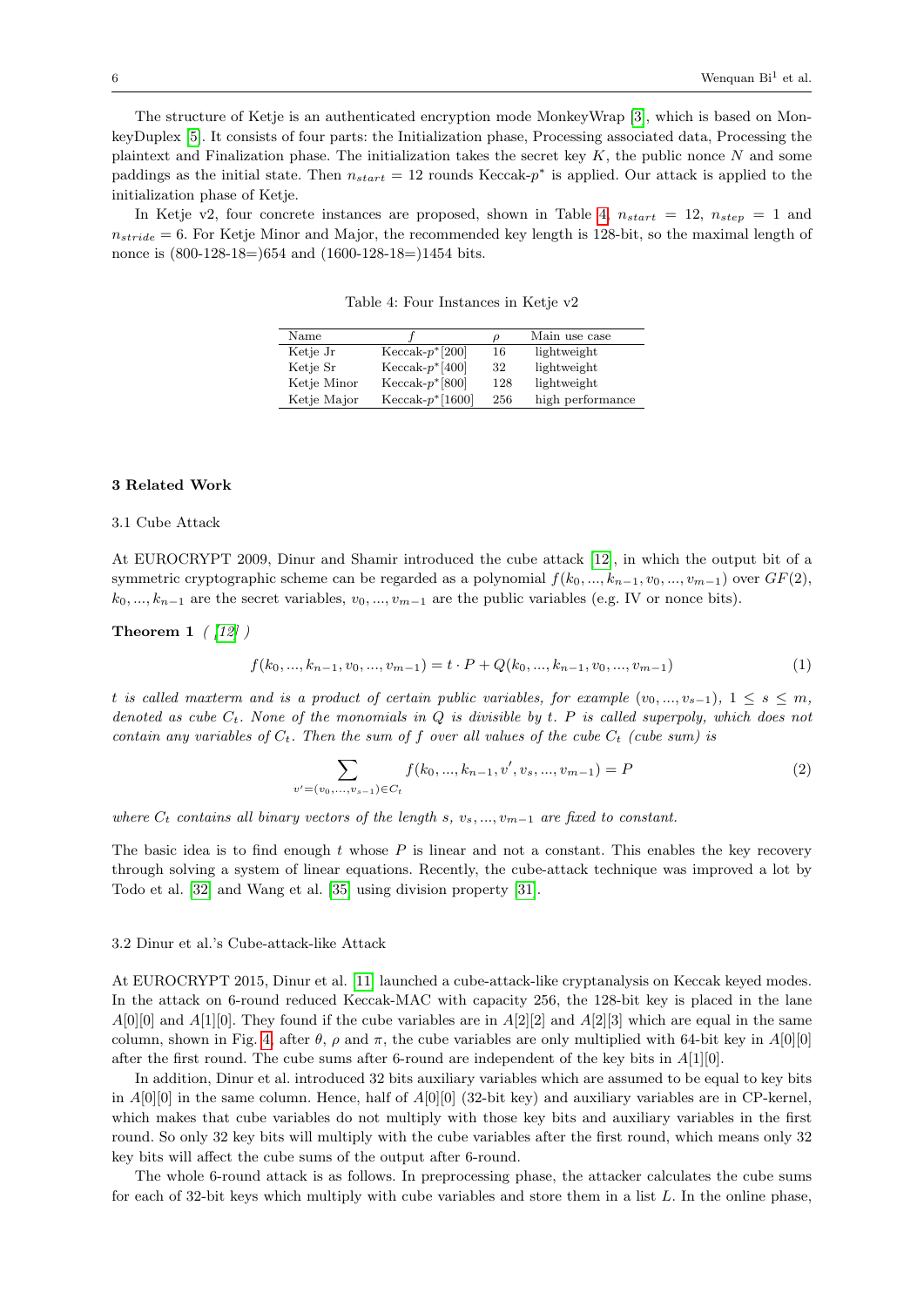The structure of Ketje is an authenticated encryption mode MonkeyWrap [3], which is based on MonkeyDuplex [5]. It consists of four parts: the Initialization phase, Processing associated data, Processing the plaintext and Finalization phase. The initialization takes the secret key $K$, the public nonce $N$ and some paddings as the initial state. Then $n_{start} = 12$ rounds Keccak-$p^*$ is applied. Our attack is applied to the initialization phase of Ketje.

In Ketje v2, four concrete instances are proposed, shown in Table 4. $n_{start} = 12$, $n_{step} = 1$ and $n_{stride} = 6$. For Ketje Minor and Major, the recommended key length is 128-bit, so the maximal length of nonce is (800-128-18=)654 and (1600-128-18=)1454 bits.

Table 4: Four Instances in Ketje v2

| Name | $f$ | $\rho$ | Main use case |
|---|---|---|---|
| Ketje Jr | Keccak-$p^*$[200] | 16 | lightweight |
| Ketje Sr | Keccak-$p^*$[400] | 32 | lightweight |
| Ketje Minor | Keccak-$p^*$[800] | 128 | lightweight |
| Ketje Major | Keccak-$p^*$[1600] | 256 | high performance |

## 3 Related Work

### 3.1 Cube Attack

At EUROCRYPT 2009, Dinur and Shamir introduced the cube attack [12], in which the output bit of a symmetric cryptographic scheme can be regarded as a polynomial $f(k_0, ..., k_{n-1}, v_0, ..., v_{m-1})$ over $GF(2)$, $k_0, ..., k_{n-1}$ are the secret variables, $v_0, ..., v_{m-1}$ are the public variables (e.g. IV or nonce bits).

**Theorem 1** *( [12] )*

$$f(k_0, ..., k_{n-1}, v_0, ..., v_{m-1}) = t \cdot P + Q(k_0, ..., k_{n-1}, v_0, ..., v_{m-1}) \tag{1}$$

*$t$ is called maxterm and is a product of certain public variables, for example $(v_0, ..., v_{s-1})$, $1 \leq s \leq m$, denoted as cube $C_t$. None of the monomials in $Q$ is divisible by $t$. $P$ is called superpoly, which does not contain any variables of $C_t$. Then the sum of $f$ over all values of the cube $C_t$ (cube sum) is*

$$\sum_{v'=(v_0,...,v_{s-1}) \in C_t} f(k_0, ..., k_{n-1}, v', v_s, ..., v_{m-1}) = P \tag{2}$$

*where $C_t$ contains all binary vectors of the length $s$, $v_s, ..., v_{m-1}$ are fixed to constant.*

The basic idea is to find enough $t$ whose $P$ is linear and not a constant. This enables the key recovery through solving a system of linear equations. Recently, the cube-attack technique was improved a lot by Todo et al. [32] and Wang et al. [35] using division property [31].

### 3.2 Dinur et al.'s Cube-attack-like Attack

At EUROCRYPT 2015, Dinur et al. [11] launched a cube-attack-like cryptanalysis on Keccak keyed modes. In the attack on 6-round reduced Keccak-MAC with capacity 256, the 128-bit key is placed in the lane $A[0][0]$ and $A[1][0]$. They found if the cube variables are in $A[2][2]$ and $A[2][3]$ which are equal in the same column, shown in Fig. 4, after $\theta$, $\rho$ and $\pi$, the cube variables are only multiplied with 64-bit key in $A[0][0]$ after the first round. The cube sums after 6-round are independent of the key bits in $A[1][0]$.

In addition, Dinur et al. introduced 32 bits auxiliary variables which are assumed to be equal to key bits in $A[0][0]$ in the same column. Hence, half of $A[0][0]$ (32-bit key) and auxiliary variables are in CP-kernel, which makes that cube variables do not multiply with those key bits and auxiliary variables in the first round. So only 32 key bits will multiply with the cube variables after the first round, which means only 32 key bits will affect the cube sums of the output after 6-round.

The whole 6-round attack is as follows. In preprocessing phase, the attacker calculates the cube sums for each of 32-bit keys which multiply with cube variables and store them in a list $L$. In the online phase,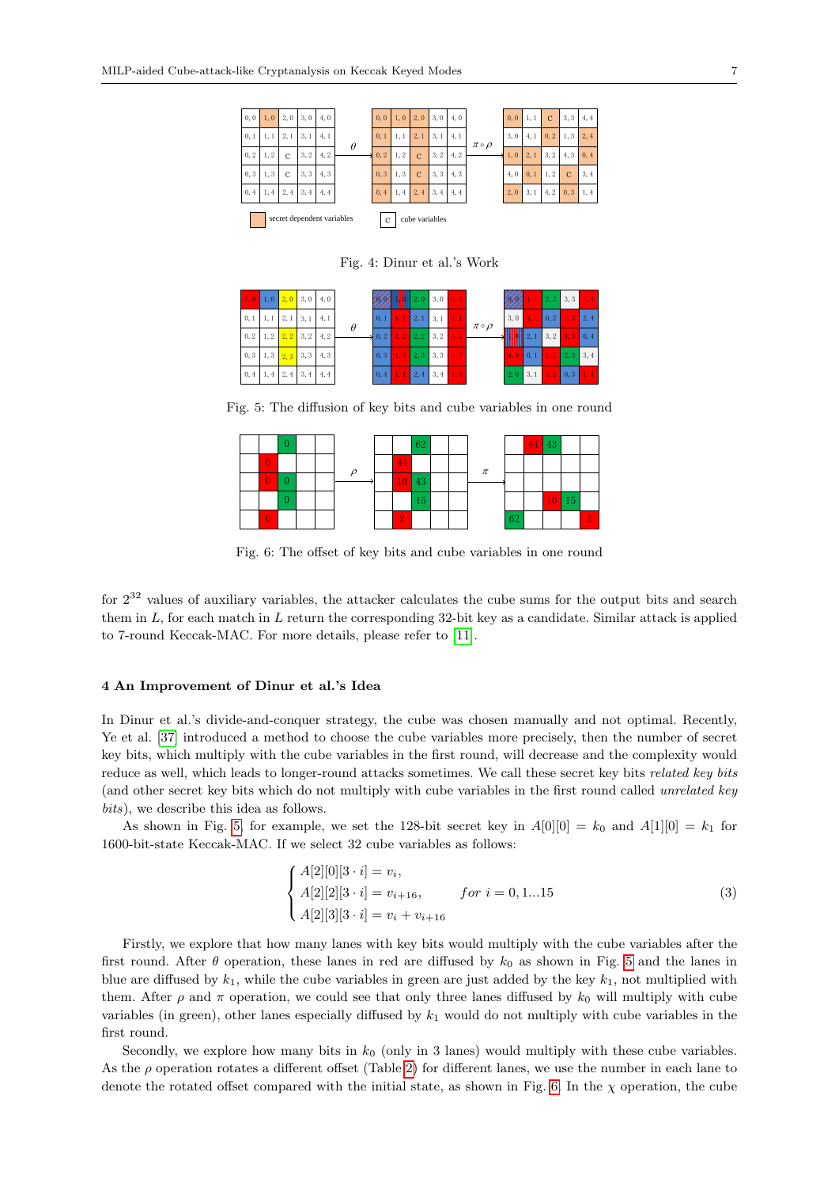Fig. 4: Dinur et al.'s Work

Fig. 5: The diffusion of key bits and cube variables in one round

Fig. 6: The offset of key bits and cube variables in one round

for $2^{32}$ values of auxiliary variables, the attacker calculates the cube sums for the output bits and search them in $L$, for each match in $L$ return the corresponding 32-bit key as a candidate. Similar attack is applied to 7-round Keccak-MAC. For more details, please refer to [11].

## 4 An Improvement of Dinur et al.'s Idea

In Dinur et al.'s divide-and-conquer strategy, the cube was chosen manually and not optimal. Recently, Ye et al. [37] introduced a method to choose the cube variables more precisely, then the number of secret key bits, which multiply with the cube variables in the first round, will decrease and the complexity would reduce as well, which leads to longer-round attacks sometimes. We call these secret key bits *related key bits* (and other secret key bits which do not multiply with cube variables in the first round called *unrelated key bits*), we describe this idea as follows.

As shown in Fig. 5, for example, we set the 128-bit secret key in $A[0][0] = k_0$ and $A[1][0] = k_1$ for 1600-bit-state Keccak-MAC. If we select 32 cube variables as follows:

$$\begin{cases} A[2][0][3 \cdot i] = v_i, \\ A[2][2][3 \cdot i] = v_{i+16}, \qquad for\ i = 0, 1 \ldots 15 \\ A[2][3][3 \cdot i] = v_i + v_{i+16} \end{cases} \tag{3}$$

Firstly, we explore that how many lanes with key bits would multiply with the cube variables after the first round. After $\theta$ operation, these lanes in red are diffused by $k_0$ as shown in Fig. 5 and the lanes in blue are diffused by $k_1$, while the cube variables in green are just added by the key $k_1$, not multiplied with them. After $\rho$ and $\pi$ operation, we could see that only three lanes diffused by $k_0$ will multiply with cube variables (in green), other lanes especially diffused by $k_1$ would do not multiply with cube variables in the first round.

Secondly, we explore how many bits in $k_0$ (only in 3 lanes) would multiply with these cube variables. As the $\rho$ operation rotates a different offset (Table 2) for different lanes, we use the number in each lane to denote the rotated offset compared with the initial state, as shown in Fig. 6. In the $\chi$ operation, the cube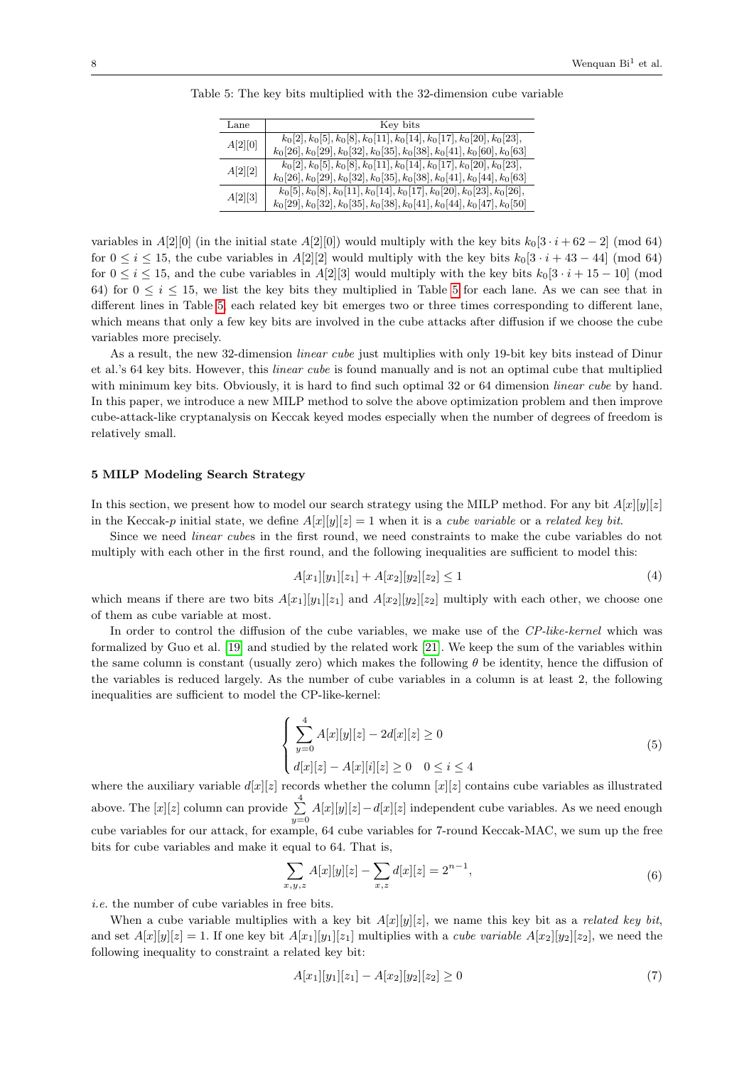Table 5: The key bits multiplied with the 32-dimension cube variable

| Lane | Key bits |
|---|---|
| $A[2][0]$ | $k_0[2], k_0[5], k_0[8], k_0[11], k_0[14], k_0[17], k_0[20], k_0[23],$ $k_0[26], k_0[29], k_0[32], k_0[35], k_0[38], k_0[41], k_0[60], k_0[63]$ |
| $A[2][2]$ | $k_0[2], k_0[5], k_0[8], k_0[11], k_0[14], k_0[17], k_0[20], k_0[23],$ $k_0[26], k_0[29], k_0[32], k_0[35], k_0[38], k_0[41], k_0[44], k_0[63]$ |
| $A[2][3]$ | $k_0[5], k_0[8], k_0[11], k_0[14], k_0[17], k_0[20], k_0[23], k_0[26],$ $k_0[29], k_0[32], k_0[35], k_0[38], k_0[41], k_0[44], k_0[47], k_0[50]$ |

variables in $A[2][0]$ (in the initial state $A[2][0]$) would multiply with the key bits $k_0[3 \cdot i + 62 - 2] \pmod{64}$ for $0 \le i \le 15$, the cube variables in $A[2][2]$ would multiply with the key bits $k_0[3 \cdot i + 43 - 44] \pmod{64}$ for $0 \le i \le 15$, and the cube variables in $A[2][3]$ would multiply with the key bits $k_0[3 \cdot i + 15 - 10] \pmod{64}$ for $0 \le i \le 15$, we list the key bits they multiplied in Table 5 for each lane. As we can see that in different lines in Table 5, each related key bit emerges two or three times corresponding to different lane, which means that only a few key bits are involved in the cube attacks after diffusion if we choose the cube variables more precisely.

As a result, the new 32-dimension *linear cube* just multiplies with only 19-bit key bits instead of Dinur et al.'s 64 key bits. However, this *linear cube* is found manually and is not an optimal cube that multiplied with minimum key bits. Obviously, it is hard to find such optimal 32 or 64 dimension *linear cube* by hand. In this paper, we introduce a new MILP method to solve the above optimization problem and then improve cube-attack-like cryptanalysis on Keccak keyed modes especially when the number of degrees of freedom is relatively small.

### 5 MILP Modeling Search Strategy

In this section, we present how to model our search strategy using the MILP method. For any bit $A[x][y][z]$ in the Keccak-$p$ initial state, we define $A[x][y][z] = 1$ when it is a *cube variable* or a *related key bit*.

Since we need *linear cube*s in the first round, we need constraints to make the cube variables do not multiply with each other in the first round, and the following inequalities are sufficient to model this:

$$A[x_1][y_1][z_1] + A[x_2][y_2][z_2] \le 1 \tag{4}$$

which means if there are two bits $A[x_1][y_1][z_1]$ and $A[x_2][y_2][z_2]$ multiply with each other, we choose one of them as cube variable at most.

In order to control the diffusion of the cube variables, we make use of the *CP-like-kernel* which was formalized by Guo et al. [19] and studied by the related work [21]. We keep the sum of the variables within the same column is constant (usually zero) which makes the following $\theta$ be identity, hence the diffusion of the variables is reduced largely. As the number of cube variables in a column is at least 2, the following inequalities are sufficient to model the CP-like-kernel:

$$\begin{cases} \sum\limits_{y=0}^{4} A[x][y][z] - 2d[x][z] \ge 0 \\ d[x][z] - A[x][i][z] \ge 0 \quad 0 \le i \le 4 \end{cases} \tag{5}$$

where the auxiliary variable $d[x][z]$ records whether the column $[x][z]$ contains cube variables as illustrated above. The $[x][z]$ column can provide $\sum\limits_{y=0}^{4} A[x][y][z] - d[x][z]$ independent cube variables. As we need enough cube variables for our attack, for example, 64 cube variables for 7-round Keccak-MAC, we sum up the free bits for cube variables and make it equal to 64. That is,

$$\sum_{x,y,z} A[x][y][z] - \sum_{x,z} d[x][z] = 2^{n-1}, \tag{6}$$

*i.e.* the number of cube variables in free bits.

When a cube variable multiplies with a key bit $A[x][y][z]$, we name this key bit as a *related key bit*, and set $A[x][y][z] = 1$. If one key bit $A[x_1][y_1][z_1]$ multiplies with a *cube variable* $A[x_2][y_2][z_2]$, we need the following inequality to constraint a related key bit:

$$A[x_1][y_1][z_1] - A[x_2][y_2][z_2] \ge 0 \tag{7}$$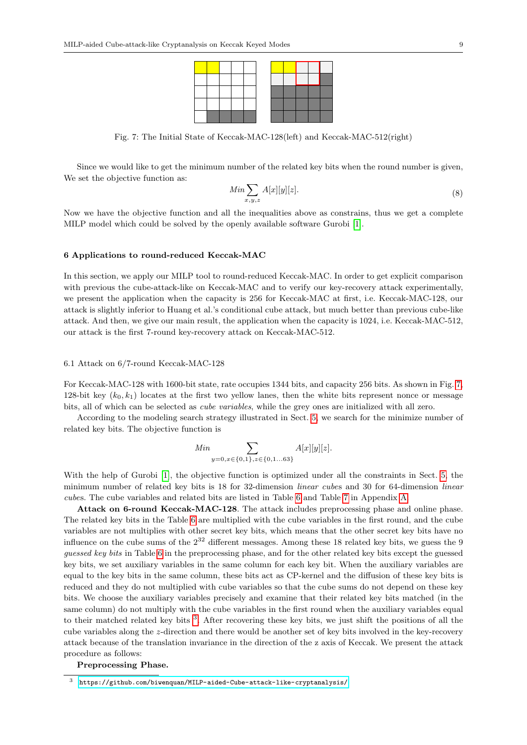Fig. 7: The Initial State of Keccak-MAC-128(left) and Keccak-MAC-512(right)

Since we would like to get the minimum number of the related key bits when the round number is given, We set the objective function as:

$$Min \sum_{x,y,z} A[x][y][z]. \tag{8}$$

Now we have the objective function and all the inequalities above as constrains, thus we get a complete MILP model which could be solved by the openly available software Gurobi [1].

### 6 Applications to round-reduced Keccak-MAC

In this section, we apply our MILP tool to round-reduced Keccak-MAC. In order to get explicit comparison with previous the cube-attack-like on Keccak-MAC and to verify our key-recovery attack experimentally, we present the application when the capacity is 256 for Keccak-MAC at first, i.e. Keccak-MAC-128, our attack is slightly inferior to Huang et al.'s conditional cube attack, but much better than previous cube-like attack. And then, we give our main result, the application when the capacity is 1024, i.e. Keccak-MAC-512, our attack is the first 7-round key-recovery attack on Keccak-MAC-512.

#### 6.1 Attack on 6/7-round Keccak-MAC-128

For Keccak-MAC-128 with 1600-bit state, rate occupies 1344 bits, and capacity 256 bits. As shown in Fig. 7, 128-bit key $(k_0, k_1)$ locates at the first two yellow lanes, then the white bits represent nonce or message bits, all of which can be selected as *cube variables*, while the grey ones are initialized with all zero.

According to the modeling search strategy illustrated in Sect. 5, we search for the minimize number of related key bits. The objective function is

$$Min \sum_{y=0, x\in\{0,1\}, z\in\{0,1\ldots 63\}} A[x][y][z].$$

With the help of Gurobi [1], the objective function is optimized under all the constraints in Sect. 5, the minimum number of related key bits is 18 for 32-dimension *linear cube*s and 30 for 64-dimension *linear cube*s. The cube variables and related bits are listed in Table 6 and Table 7 in Appendix A.

**Attack on 6-round Keccak-MAC-128**. The attack includes preprocessing phase and online phase. The related key bits in the Table 6 are multiplied with the cube variables in the first round, and the cube variables are not multiplies with other secret key bits, which means that the other secret key bits have no influence on the cube sums of the $2^{32}$ different messages. Among these 18 related key bits, we guess the 9 *guessed key bits* in Table 6 in the preprocessing phase, and for the other related key bits except the guessed key bits, we set auxiliary variables in the same column for each key bit. When the auxiliary variables are equal to the key bits in the same column, these bits act as CP-kernel and the diffusion of these key bits is reduced and they do not multiplied with cube variables so that the cube sums do not depend on these key bits. We choose the auxiliary variables precisely and examine that their related key bits matched (in the same column) do not multiply with the cube variables in the first round when the auxiliary variables equal to their matched related key bits [3]. After recovering these key bits, we just shift the positions of all the cube variables along the $z$-direction and there would be another set of key bits involved in the key-recovery attack because of the translation invariance in the direction of the z axis of Keccak. We present the attack procedure as follows:

**Preprocessing Phase.**

[3] https://github.com/biwenquan/MILP-aided-Cube-attack-like-cryptanalysis/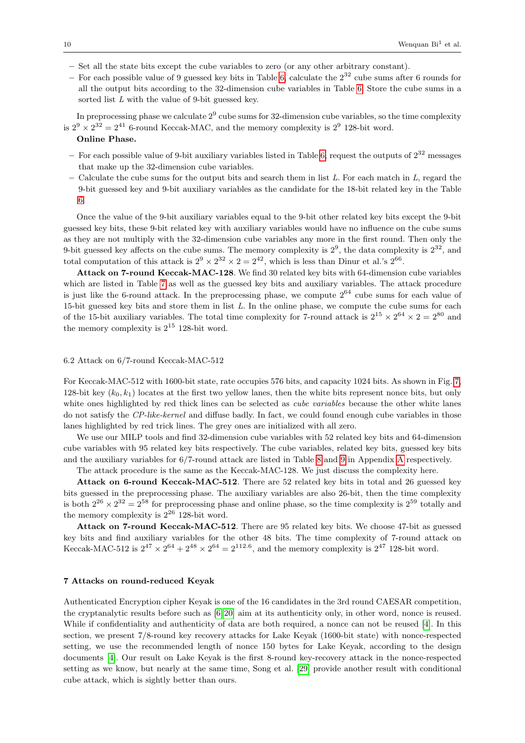- Set all the state bits except the cube variables to zero (or any other arbitrary constant).
- For each possible value of 9 guessed key bits in Table 6, calculate the $2^{32}$ cube sums after 6 rounds for all the output bits according to the 32-dimension cube variables in Table 6. Store the cube sums in a sorted list $L$ with the value of 9-bit guessed key.

In preprocessing phase we calculate $2^9$ cube sums for 32-dimension cube variables, so the time complexity is $2^9 \times 2^{32} = 2^{41}$ 6-round Keccak-MAC, and the memory complexity is $2^9$ 128-bit word.

**Online Phase.**

- For each possible value of 9-bit auxiliary variables listed in Table 6, request the outputs of $2^{32}$ messages that make up the 32-dimension cube variables.
- Calculate the cube sums for the output bits and search them in list $L$. For each match in $L$, regard the 9-bit guessed key and 9-bit auxiliary variables as the candidate for the 18-bit related key in the Table 6.

Once the value of the 9-bit auxiliary variables equal to the 9-bit other related key bits except the 9-bit guessed key bits, these 9-bit related key with auxiliary variables would have no influence on the cube sums as they are not multiply with the 32-dimension cube variables any more in the first round. Then only the 9-bit guessed key affects on the cube sums. The memory complexity is $2^9$, the data complexity is $2^{32}$, and total computation of this attack is $2^9 \times 2^{32} \times 2 = 2^{42}$, which is less than Dinur et al.'s $2^{66}$.

**Attack on 7-round Keccak-MAC-128**. We find 30 related key bits with 64-dimension cube variables which are listed in Table 7 as well as the guessed key bits and auxiliary variables. The attack procedure is just like the 6-round attack. In the preprocessing phase, we compute $2^{64}$ cube sums for each value of 15-bit guessed key bits and store them in list $L$. In the online phase, we compute the cube sums for each of the 15-bit auxiliary variables. The total time complexity for 7-round attack is $2^{15} \times 2^{64} \times 2 = 2^{80}$ and the memory complexity is $2^{15}$ 128-bit word.

### 6.2 Attack on 6/7-round Keccak-MAC-512

For Keccak-MAC-512 with 1600-bit state, rate occupies 576 bits, and capacity 1024 bits. As shown in Fig. 7, 128-bit key $(k_0, k_1)$ locates at the first two yellow lanes, then the white bits represent nonce bits, but only white ones highlighted by red thick lines can be selected as *cube variables* because the other white lanes do not satisfy the *CP-like-kernel* and diffuse badly. In fact, we could found enough cube variables in those lanes highlighted by red trick lines. The grey ones are initialized with all zero.

We use our MILP tools and find 32-dimension cube variables with 52 related key bits and 64-dimension cube variables with 95 related key bits respectively. The cube variables, related key bits, guessed key bits and the auxiliary variables for 6/7-round attack are listed in Table 8 and 9 in Appendix A respectively.

The attack procedure is the same as the Keccak-MAC-128. We just discuss the complexity here.

**Attack on 6-round Keccak-MAC-512**. There are 52 related key bits in total and 26 guessed key bits guessed in the preprocessing phase. The auxiliary variables are also 26-bit, then the time complexity is both $2^{26} \times 2^{32} = 2^{58}$ for preprocessing phase and online phase, so the time complexity is $2^{59}$ totally and the memory complexity is $2^{26}$ 128-bit word.

**Attack on 7-round Keccak-MAC-512**. There are 95 related key bits. We choose 47-bit as guessed key bits and find auxiliary variables for the other 48 bits. The time complexity of 7-round attack on Keccak-MAC-512 is $2^{47} \times 2^{64} + 2^{48} \times 2^{64} = 2^{112.6}$, and the memory complexity is $2^{47}$ 128-bit word.

## 7 Attacks on round-reduced Keyak

Authenticated Encryption cipher Keyak is one of the 16 candidates in the 3rd round CAESAR competition, the cryptanalytic results before such as [6,20] aim at its authenticity only, in other word, nonce is reused. While if confidentiality and authenticity of data are both required, a nonce can not be reused [4]. In this section, we present 7/8-round key recovery attacks for Lake Keyak (1600-bit state) with nonce-respected setting, we use the recommended length of nonce 150 bytes for Lake Keyak, according to the design documents [4]. Our result on Lake Keyak is the first 8-round key-recovery attack in the nonce-respected setting as we know, but nearly at the same time, Song et al. [29] provide another result with conditional cube attack, which is sightly better than ours.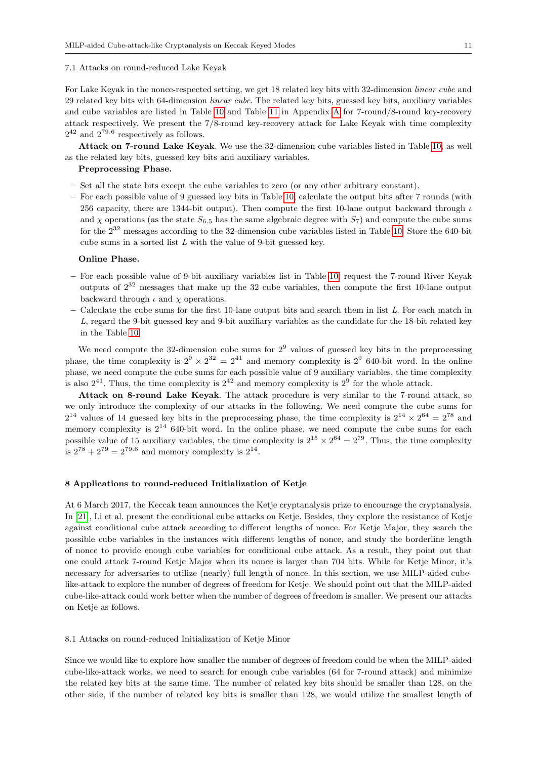### 7.1 Attacks on round-reduced Lake Keyak

For Lake Keyak in the nonce-respected setting, we get 18 related key bits with 32-dimension *linear cube* and 29 related key bits with 64-dimension *linear cube*. The related key bits, guessed key bits, auxiliary variables and cube variables are listed in Table 10 and Table 11 in Appendix A for 7-round/8-round key-recovery attack respectively. We present the 7/8-round key-recovery attack for Lake Keyak with time complexity $2^{42}$ and $2^{79.6}$ respectively as follows.

**Attack on 7-round Lake Keyak**. We use the 32-dimension cube variables listed in Table 10, as well as the related key bits, guessed key bits and auxiliary variables.

**Preprocessing Phase.**

- Set all the state bits except the cube variables to zero (or any other arbitrary constant).
- For each possible value of 9 guessed key bits in Table 10, calculate the output bits after 7 rounds (with 256 capacity, there are 1344-bit output). Then compute the first 10-lane output backward through $\iota$ and $\chi$ operations (as the state $S_{6.5}$ has the same algebraic degree with $S_7$) and compute the cube sums for the $2^{32}$ messages according to the 32-dimension cube variables listed in Table 10. Store the 640-bit cube sums in a sorted list $L$ with the value of 9-bit guessed key.

**Online Phase.**

- For each possible value of 9-bit auxiliary variables list in Table 10, request the 7-round River Keyak outputs of $2^{32}$ messages that make up the 32 cube variables, then compute the first 10-lane output backward through $\iota$ and $\chi$ operations.
- Calculate the cube sums for the first 10-lane output bits and search them in list $L$. For each match in $L$, regard the 9-bit guessed key and 9-bit auxiliary variables as the candidate for the 18-bit related key in the Table 10.

We need compute the 32-dimension cube sums for $2^9$ values of guessed key bits in the preprocessing phase, the time complexity is $2^9 \times 2^{32} = 2^{41}$ and memory complexity is $2^9$ 640-bit word. In the online phase, we need compute the cube sums for each possible value of 9 auxiliary variables, the time complexity is also $2^{41}$. Thus, the time complexity is $2^{42}$ and memory complexity is $2^9$ for the whole attack.

**Attack on 8-round Lake Keyak**. The attack procedure is very similar to the 7-round attack, so we only introduce the complexity of our attacks in the following. We need compute the cube sums for $2^{14}$ values of 14 guessed key bits in the preprocessing phase, the time complexity is $2^{14} \times 2^{64} = 2^{78}$ and memory complexity is $2^{14}$ 640-bit word. In the online phase, we need compute the cube sums for each possible value of 15 auxiliary variables, the time complexity is $2^{15} \times 2^{64} = 2^{79}$. Thus, the time complexity is $2^{78} + 2^{79} = 2^{79.6}$ and memory complexity is $2^{14}$.

## 8 Applications to round-reduced Initialization of Ketje

At 6 March 2017, the Keccak team announces the Ketje cryptanalysis prize to encourage the cryptanalysis. In [21], Li et al. present the conditional cube attacks on Ketje. Besides, they explore the resistance of Ketje against conditional cube attack according to different lengths of nonce. For Ketje Major, they search the possible cube variables in the instances with different lengths of nonce, and study the borderline length of nonce to provide enough cube variables for conditional cube attack. As a result, they point out that one could attack 7-round Ketje Major when its nonce is larger than 704 bits. While for Ketje Minor, it's necessary for adversaries to utilize (nearly) full length of nonce. In this section, we use MILP-aided cube-like-attack to explore the number of degrees of freedom for Ketje. We should point out that the MILP-aided cube-like-attack could work better when the number of degrees of freedom is smaller. We present our attacks on Ketje as follows.

### 8.1 Attacks on round-reduced Initialization of Ketje Minor

Since we would like to explore how smaller the number of degrees of freedom could be when the MILP-aided cube-like-attack works, we need to search for enough cube variables (64 for 7-round attack) and minimize the related key bits at the same time. The number of related key bits should be smaller than 128, on the other side, if the number of related key bits is smaller than 128, we would utilize the smallest length of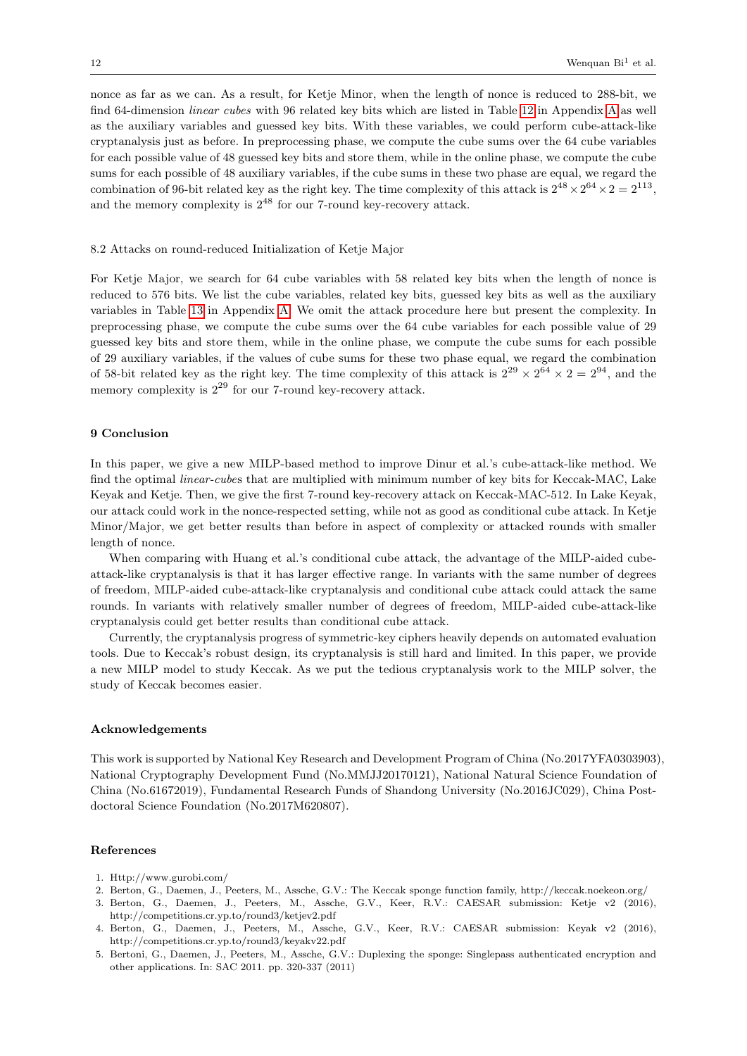nonce as far as we can. As a result, for Ketje Minor, when the length of nonce is reduced to 288-bit, we find 64-dimension *linear cubes* with 96 related key bits which are listed in Table 12 in Appendix A as well as the auxiliary variables and guessed key bits. With these variables, we could perform cube-attack-like cryptanalysis just as before. In preprocessing phase, we compute the cube sums over the 64 cube variables for each possible value of 48 guessed key bits and store them, while in the online phase, we compute the cube sums for each possible of 48 auxiliary variables, if the cube sums in these two phase are equal, we regard the combination of 96-bit related key as the right key. The time complexity of this attack is $2^{48} \times 2^{64} \times 2 = 2^{113}$, and the memory complexity is $2^{48}$ for our 7-round key-recovery attack.

### 8.2 Attacks on round-reduced Initialization of Ketje Major

For Ketje Major, we search for 64 cube variables with 58 related key bits when the length of nonce is reduced to 576 bits. We list the cube variables, related key bits, guessed key bits as well as the auxiliary variables in Table 13 in Appendix A. We omit the attack procedure here but present the complexity. In preprocessing phase, we compute the cube sums over the 64 cube variables for each possible value of 29 guessed key bits and store them, while in the online phase, we compute the cube sums for each possible of 29 auxiliary variables, if the values of cube sums for these two phase equal, we regard the combination of 58-bit related key as the right key. The time complexity of this attack is $2^{29} \times 2^{64} \times 2 = 2^{94}$, and the memory complexity is $2^{29}$ for our 7-round key-recovery attack.

## 9 Conclusion

In this paper, we give a new MILP-based method to improve Dinur et al.'s cube-attack-like method. We find the optimal *linear-cube*s that are multiplied with minimum number of key bits for Keccak-MAC, Lake Keyak and Ketje. Then, we give the first 7-round key-recovery attack on Keccak-MAC-512. In Lake Keyak, our attack could work in the nonce-respected setting, while not as good as conditional cube attack. In Ketje Minor/Major, we get better results than before in aspect of complexity or attacked rounds with smaller length of nonce.

When comparing with Huang et al.'s conditional cube attack, the advantage of the MILP-aided cube-attack-like cryptanalysis is that it has larger effective range. In variants with the same number of degrees of freedom, MILP-aided cube-attack-like cryptanalysis and conditional cube attack could attack the same rounds. In variants with relatively smaller number of degrees of freedom, MILP-aided cube-attack-like cryptanalysis could get better results than conditional cube attack.

Currently, the cryptanalysis progress of symmetric-key ciphers heavily depends on automated evaluation tools. Due to Keccak's robust design, its cryptanalysis is still hard and limited. In this paper, we provide a new MILP model to study Keccak. As we put the tedious cryptanalysis work to the MILP solver, the study of Keccak becomes easier.

## Acknowledgements

This work is supported by National Key Research and Development Program of China (No.2017YFA0303903), National Cryptography Development Fund (No.MMJJ20170121), National Natural Science Foundation of China (No.61672019), Fundamental Research Funds of Shandong University (No.2016JC029), China Postdoctoral Science Foundation (No.2017M620807).

## References

1. Http://www.gurobi.com/
2. Berton, G., Daemen, J., Peeters, M., Assche, G.V.: The Keccak sponge function family, http://keccak.noekeon.org/
3. Berton, G., Daemen, J., Peeters, M., Assche, G.V., Keer, R.V.: CAESAR submission: Ketje v2 (2016), http://competitions.cr.yp.to/round3/ketjev2.pdf
4. Berton, G., Daemen, J., Peeters, M., Assche, G.V., Keer, R.V.: CAESAR submission: Keyak v2 (2016), http://competitions.cr.yp.to/round3/keyakv22.pdf
5. Bertoni, G., Daemen, J., Peeters, M., Assche, G.V.: Duplexing the sponge: Singlepass authenticated encryption and other applications. In: SAC 2011. pp. 320-337 (2011)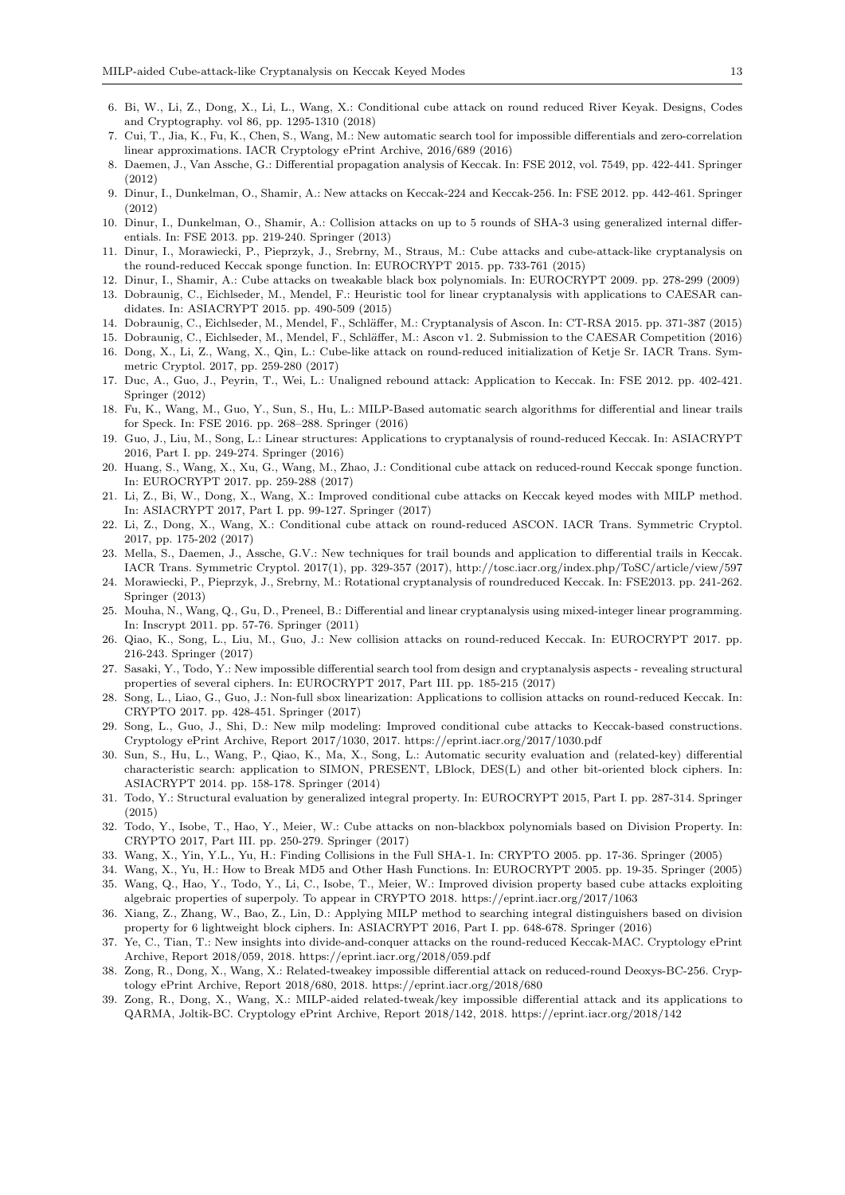6. Bi, W., Li, Z., Dong, X., Li, L., Wang, X.: Conditional cube attack on round reduced River Keyak. Designs, Codes and Cryptography. vol 86, pp. 1295-1310 (2018)
7. Cui, T., Jia, K., Fu, K., Chen, S., Wang, M.: New automatic search tool for impossible differentials and zero-correlation linear approximations. IACR Cryptology ePrint Archive, 2016/689 (2016)
8. Daemen, J., Van Assche, G.: Differential propagation analysis of Keccak. In: FSE 2012, vol. 7549, pp. 422-441. Springer (2012)
9. Dinur, I., Dunkelman, O., Shamir, A.: New attacks on Keccak-224 and Keccak-256. In: FSE 2012. pp. 442-461. Springer (2012)
10. Dinur, I., Dunkelman, O., Shamir, A.: Collision attacks on up to 5 rounds of SHA-3 using generalized internal differentials. In: FSE 2013. pp. 219-240. Springer (2013)
11. Dinur, I., Morawiecki, P., Pieprzyk, J., Srebrny, M., Straus, M.: Cube attacks and cube-attack-like cryptanalysis on the round-reduced Keccak sponge function. In: EUROCRYPT 2015. pp. 733-761 (2015)
12. Dinur, I., Shamir, A.: Cube attacks on tweakable black box polynomials. In: EUROCRYPT 2009. pp. 278-299 (2009)
13. Dobraunig, C., Eichlseder, M., Mendel, F.: Heuristic tool for linear cryptanalysis with applications to CAESAR candidates. In: ASIACRYPT 2015. pp. 490-509 (2015)
14. Dobraunig, C., Eichlseder, M., Mendel, F., Schläffer, M.: Cryptanalysis of Ascon. In: CT-RSA 2015. pp. 371-387 (2015)
15. Dobraunig, C., Eichlseder, M., Mendel, F., Schläffer, M.: Ascon v1. 2. Submission to the CAESAR Competition (2016)
16. Dong, X., Li, Z., Wang, X., Qin, L.: Cube-like attack on round-reduced initialization of Ketje Sr. IACR Trans. Symmetric Cryptol. 2017, pp. 259-280 (2017)
17. Duc, A., Guo, J., Peyrin, T., Wei, L.: Unaligned rebound attack: Application to Keccak. In: FSE 2012. pp. 402-421. Springer (2012)
18. Fu, K., Wang, M., Guo, Y., Sun, S., Hu, L.: MILP-Based automatic search algorithms for differential and linear trails for Speck. In: FSE 2016. pp. 268–288. Springer (2016)
19. Guo, J., Liu, M., Song, L.: Linear structures: Applications to cryptanalysis of round-reduced Keccak. In: ASIACRYPT 2016, Part I. pp. 249-274. Springer (2016)
20. Huang, S., Wang, X., Xu, G., Wang, M., Zhao, J.: Conditional cube attack on reduced-round Keccak sponge function. In: EUROCRYPT 2017. pp. 259-288 (2017)
21. Li, Z., Bi, W., Dong, X., Wang, X.: Improved conditional cube attacks on Keccak keyed modes with MILP method. In: ASIACRYPT 2017, Part I. pp. 99-127. Springer (2017)
22. Li, Z., Dong, X., Wang, X.: Conditional cube attack on round-reduced ASCON. IACR Trans. Symmetric Cryptol. 2017, pp. 175-202 (2017)
23. Mella, S., Daemen, J., Assche, G.V.: New techniques for trail bounds and application to differential trails in Keccak. IACR Trans. Symmetric Cryptol. 2017(1), pp. 329-357 (2017), http://tosc.iacr.org/index.php/ToSC/article/view/597
24. Morawiecki, P., Pieprzyk, J., Srebrny, M.: Rotational cryptanalysis of roundreduced Keccak. In: FSE2013. pp. 241-262. Springer (2013)
25. Mouha, N., Wang, Q., Gu, D., Preneel, B.: Differential and linear cryptanalysis using mixed-integer linear programming. In: Inscrypt 2011. pp. 57-76. Springer (2011)
26. Qiao, K., Song, L., Liu, M., Guo, J.: New collision attacks on round-reduced Keccak. In: EUROCRYPT 2017. pp. 216-243. Springer (2017)
27. Sasaki, Y., Todo, Y.: New impossible differential search tool from design and cryptanalysis aspects - revealing structural properties of several ciphers. In: EUROCRYPT 2017, Part III. pp. 185-215 (2017)
28. Song, L., Liao, G., Guo, J.: Non-full sbox linearization: Applications to collision attacks on round-reduced Keccak. In: CRYPTO 2017. pp. 428-451. Springer (2017)
29. Song, L., Guo, J., Shi, D.: New milp modeling: Improved conditional cube attacks to Keccak-based constructions. Cryptology ePrint Archive, Report 2017/1030, 2017. https://eprint.iacr.org/2017/1030.pdf
30. Sun, S., Hu, L., Wang, P., Qiao, K., Ma, X., Song, L.: Automatic security evaluation and (related-key) differential characteristic search: application to SIMON, PRESENT, LBlock, DES(L) and other bit-oriented block ciphers. In: ASIACRYPT 2014. pp. 158-178. Springer (2014)
31. Todo, Y.: Structural evaluation by generalized integral property. In: EUROCRYPT 2015, Part I. pp. 287-314. Springer (2015)
32. Todo, Y., Isobe, T., Hao, Y., Meier, W.: Cube attacks on non-blackbox polynomials based on Division Property. In: CRYPTO 2017, Part III. pp. 250-279. Springer (2017)
33. Wang, X., Yin, Y.L., Yu, H.: Finding Collisions in the Full SHA-1. In: CRYPTO 2005. pp. 17-36. Springer (2005)
34. Wang, X., Yu, H.: How to Break MD5 and Other Hash Functions. In: EUROCRYPT 2005. pp. 19-35. Springer (2005)
35. Wang, Q., Hao, Y., Todo, Y., Li, C., Isobe, T., Meier, W.: Improved division property based cube attacks exploiting algebraic properties of superpoly. To appear in CRYPTO 2018. https://eprint.iacr.org/2017/1063
36. Xiang, Z., Zhang, W., Bao, Z., Lin, D.: Applying MILP method to searching integral distinguishers based on division property for 6 lightweight block ciphers. In: ASIACRYPT 2016, Part I. pp. 648-678. Springer (2016)
37. Ye, C., Tian, T.: New insights into divide-and-conquer attacks on the round-reduced Keccak-MAC. Cryptology ePrint Archive, Report 2018/059, 2018. https://eprint.iacr.org/2018/059.pdf
38. Zong, R., Dong, X., Wang, X.: Related-tweakey impossible differential attack on reduced-round Deoxys-BC-256. Cryptology ePrint Archive, Report 2018/680, 2018. https://eprint.iacr.org/2018/680
39. Zong, R., Dong, X., Wang, X.: MILP-aided related-tweak/key impossible differential attack and its applications to QARMA, Joltik-BC. Cryptology ePrint Archive, Report 2018/142, 2018. https://eprint.iacr.org/2018/142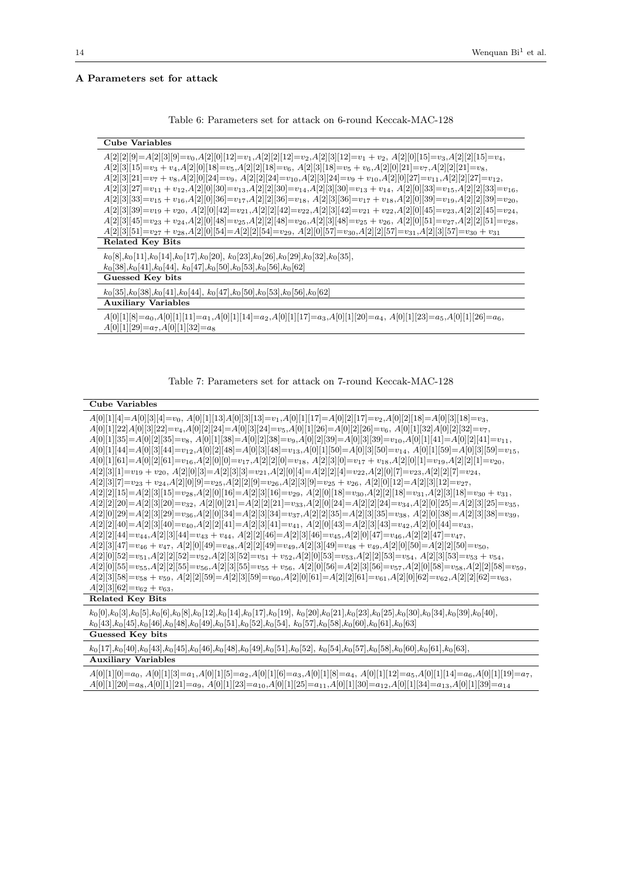## A Parameters set for attack

Table 6: Parameters set for attack on 6-round Keccak-MAC-128

| Cube Variables |
| --- |
| $A[2][2][9]$=$A[2][3][9]$=$v_0$,$A[2][0][12]$=$v_1$,$A[2][2][12]$=$v_2$,$A[2][3][12]$=$v_1+v_2$, $A[2][0][15]$=$v_3$,$A[2][2][15]$=$v_4$, $A[2][3][15]$=$v_3+v_4$,$A[2][0][18]$=$v_5$,$A[2][2][18]$=$v_6$, $A[2][3][18]$=$v_5+v_6$,$A[2][0][21]$=$v_7$,$A[2][2][21]$=$v_8$, $A[2][3][21]$=$v_7+v_8$,$A[2][0][24]$=$v_9$, $A[2][2][24]$=$v_{10}$,$A[2][3][24]$=$v_9+v_{10}$,$A[2][0][27]$=$v_{11}$,$A[2][2][27]$=$v_{12}$, $A[2][3][27]$=$v_{11}+v_{12}$,$A[2][0][30]$=$v_{13}$,$A[2][2][30]$=$v_{14}$,$A[2][3][30]$=$v_{13}+v_{14}$, $A[2][0][33]$=$v_{15}$,$A[2][2][33]$=$v_{16}$, $A[2][3][33]$=$v_{15}+v_{16}$,$A[2][0][36]$=$v_{17}$,$A[2][2][36]$=$v_{18}$, $A[2][3][36]$=$v_{17}+v_{18}$,$A[2][0][39]$=$v_{19}$,$A[2][2][39]$=$v_{20}$, $A[2][3][39]$=$v_{19}+v_{20}$, $A[2][0][42]$=$v_{21}$,$A[2][2][42]$=$v_{22}$,$A[2][3][42]$=$v_{21}+v_{22}$,$A[2][0][45]$=$v_{23}$,$A[2][2][45]$=$v_{24}$, $A[2][3][45]$=$v_{23}+v_{24}$,$A[2][0][48]$=$v_{25}$,$A[2][2][48]$=$v_{26}$,$A[2][3][48]$=$v_{25}+v_{26}$, $A[2][0][51]$=$v_{27}$,$A[2][2][51]$=$v_{28}$, $A[2][3][51]$=$v_{27}+v_{28}$,$A[2][0][54]$=$A[2][2][54]$=$v_{29}$, $A[2][0][57]$=$v_{30}$,$A[2][2][57]$=$v_{31}$,$A[2][3][57]$=$v_{30}+v_{31}$ |
| **Related Key Bits** |
| $k_0[8]$,$k_0[11]$,$k_0[14]$,$k_0[17]$,$k_0[20]$, $k_0[23]$,$k_0[26]$,$k_0[29]$,$k_0[32]$,$k_0[35]$, $k_0[38]$,$k_0[41]$,$k_0[44]$, $k_0[47]$,$k_0[50]$,$k_0[53]$,$k_0[56]$,$k_0[62]$ |
| **Guessed Key bits** |
| $k_0[35]$,$k_0[38]$,$k_0[41]$,$k_0[44]$, $k_0[47]$,$k_0[50]$,$k_0[53]$,$k_0[56]$,$k_0[62]$ |
| **Auxiliary Variables** |
| $A[0][1][8]$=$a_0$,$A[0][1][11]$=$a_1$,$A[0][1][14]$=$a_2$,$A[0][1][17]$=$a_3$,$A[0][1][20]$=$a_4$, $A[0][1][23]$=$a_5$,$A[0][1][26]$=$a_6$, $A[0][1][29]$=$a_7$,$A[0][1][32]$=$a_8$ |

Table 7: Parameters set for attack on 7-round Keccak-MAC-128

| Cube Variables |
| --- |
| $A[0][1][4]$=$A[0][3][4]$=$v_0$, $A[0][1][13]A[0][3][13]$=$v_1$,$A[0][1][17]$=$A[0][2][17]$=$v_2$,$A[0][2][18]$=$A[0][3][18]$=$v_3$, $A[0][1][22]A[0][3][22]$=$v_4$,$A[0][2][24]$=$A[0][3][24]$=$v_5$,$A[0][1][26]$=$A[0][2][26]$=$v_6$, $A[0][1][32]A[0][2][32]$=$v_7$, $A[0][1][35]$=$A[0][2][35]$=$v_8$, $A[0][1][38]$=$A[0][2][38]$=$v_9$,$A[0][2][39]$=$A[0][3][39]$=$v_{10}$,$A[0][1][41]$=$A[0][2][41]$=$v_{11}$, $A[0][1][44]$=$A[0][3][44]$=$v_{12}$,$A[0][2][48]$=$A[0][3][48]$=$v_{13}$,$A[0][1][50]$=$A[0][3][50]$=$v_{14}$, $A[0][1][59]$=$A[0][3][59]$=$v_{15}$, $A[0][1][61]$=$A[0][2][61]$=$v_{16}$,$A[2][0][0]$=$v_{17}$,$A[2][2][0]$=$v_{18}$, $A[2][3][0]$=$v_{17}+v_{18}$,$A[2][0][1]$=$v_{19}$,$A[2][2][1]$=$v_{20}$, $A[2][3][1]$=$v_{19}+v_{20}$, $A[2][0][3]$=$A[2][3][3]$=$v_{21}$,$A[2][0][4]$=$A[2][2][4]$=$v_{22}$,$A[2][0][7]$=$v_{23}$,$A[2][2][7]$=$v_{24}$, $A[2][3][7]$=$v_{23}+v_{24}$,$A[2][0][9]$=$v_{25}$,$A[2][2][9]$=$v_{26}$,$A[2][3][9]$=$v_{25}+v_{26}$, $A[2][0][12]$=$A[2][3][12]$=$v_{27}$, $A[2][2][15]$=$A[2][3][15]$=$v_{28}$,$A[2][0][16]$=$A[2][3][16]$=$v_{29}$, $A[2][0][18]$=$v_{30}$,$A[2][2][18]$=$v_{31}$,$A[2][3][18]$=$v_{30}+v_{31}$, $A[2][2][20]$=$A[2][3][20]$=$v_{32}$, $A[2][0][21]$=$A[2][2][21]$=$v_{33}$,$A[2][0][24]$=$A[2][2][24]$=$v_{34}$,$A[2][0][25]$=$A[2][3][25]$=$v_{35}$, $A[2][0][29]$=$A[2][3][29]$=$v_{36}$,$A[2][0][34]$=$A[2][3][34]$=$v_{37}$,$A[2][2][35]$=$A[2][3][35]$=$v_{38}$, $A[2][0][38]$=$A[2][3][38]$=$v_{39}$, $A[2][2][40]$=$A[2][3][40]$=$v_{40}$,$A[2][2][41]$=$A[2][3][41]$=$v_{41}$, $A[2][0][43]$=$A[2][3][43]$=$v_{42}$,$A[2][0][44]$=$v_{43}$, $A[2][2][44]$=$v_{44}$,$A[2][3][44]$=$v_{43}+v_{44}$, $A[2][2][46]$=$A[2][3][46]$=$v_{45}$,$A[2][0][47]$=$v_{46}$,$A[2][2][47]$=$v_{47}$, $A[2][3][47]$=$v_{46}+v_{47}$, $A[2][0][49]$=$v_{48}$,$A[2][2][49]$=$v_{49}$,$A[2][3][49]$=$v_{48}+v_{49}$,$A[2][0][50]$=$A[2][2][50]$=$v_{50}$, $A[2][0][52]$=$v_{51}$,$A[2][2][52]$=$v_{52}$,$A[2][3][52]$=$v_{51}+v_{52}$,$A[2][0][53]$=$v_{53}$,$A[2][2][53]$=$v_{54}$, $A[2][3][53]$=$v_{53}+v_{54}$, $A[2][0][55]$=$v_{55}$,$A[2][2][55]$=$v_{56}$,$A[2][3][55]$=$v_{55}+v_{56}$, $A[2][0][56]$=$A[2][3][56]$=$v_{57}$,$A[2][0][58]$=$v_{58}$,$A[2][2][58]$=$v_{59}$, $A[2][3][58]$=$v_{58}+v_{59}$, $A[2][2][59]$=$A[2][3][59]$=$v_{60}$,$A[2][0][61]$=$A[2][2][61]$=$v_{61}$,$A[2][0][62]$=$v_{62}$,$A[2][2][62]$=$v_{63}$, $A[2][3][62]$=$v_{62}+v_{63}$, |
| **Related Key Bits** |
| $k_0[0]$,$k_0[3]$,$k_0[5]$,$k_0[6]$,$k_0[8]$,$k_0[12]$,$k_0[14]$,$k_0[17]$,$k_0[19]$, $k_0[20]$,$k_0[21]$,$k_0[23]$,$k_0[25]$,$k_0[30]$,$k_0[34]$,$k_0[39]$,$k_0[40]$, $k_0[43]$,$k_0[45]$,$k_0[46]$,$k_0[48]$,$k_0[49]$,$k_0[51]$,$k_0[52]$,$k_0[54]$, $k_0[57]$,$k_0[58]$,$k_0[60]$,$k_0[61]$,$k_0[63]$ |
| **Guessed Key bits** |
| $k_0[17]$,$k_0[40]$,$k_0[43]$,$k_0[45]$,$k_0[46]$,$k_0[48]$,$k_0[49]$,$k_0[51]$,$k_0[52]$, $k_0[54]$,$k_0[57]$,$k_0[58]$,$k_0[60]$,$k_0[61]$,$k_0[63]$, |
| **Auxiliary Variables** |
| $A[0][1][0]$=$a_0$, $A[0][1][3]$=$a_1$,$A[0][1][5]$=$a_2$,$A[0][1][6]$=$a_3$,$A[0][1][8]$=$a_4$, $A[0][1][12]$=$a_5$,$A[0][1][14]$=$a_6$,$A[0][1][19]$=$a_7$, $A[0][1][20]$=$a_8$,$A[0][1][21]$=$a_9$, $A[0][1][23]$=$a_{10}$,$A[0][1][25]$=$a_{11}$,$A[0][1][30]$=$a_{12}$,$A[0][1][34]$=$a_{13}$,$A[0][1][39]$=$a_{14}$ |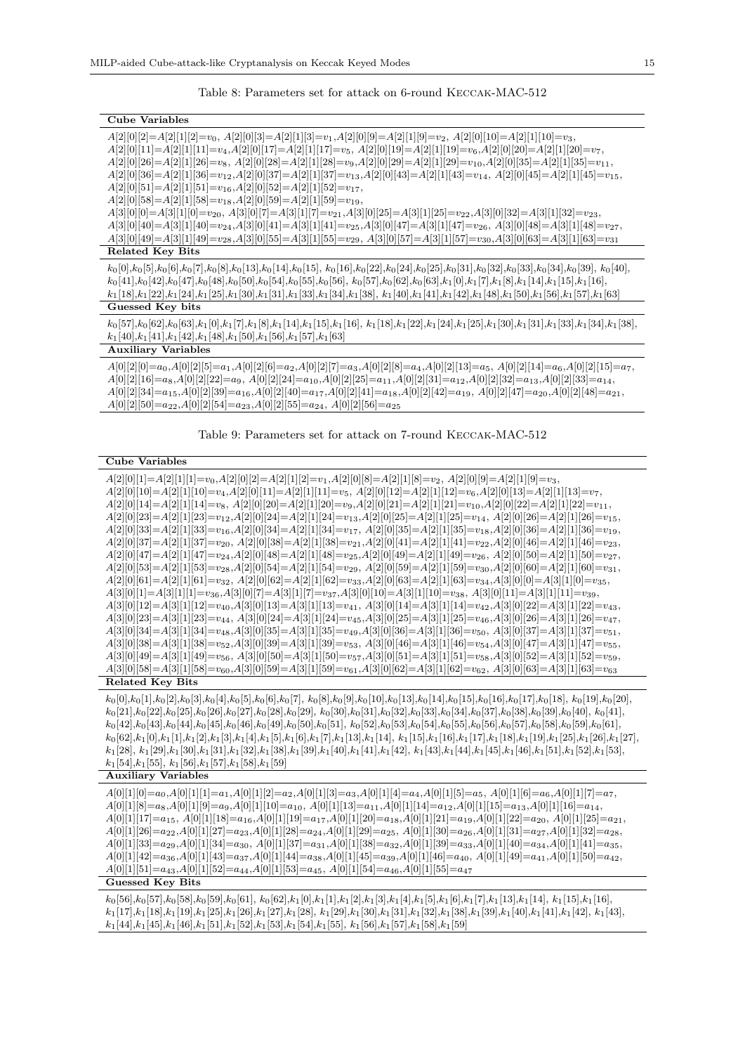Table 8: Parameters set for attack on 6-round Keccak-MAC-512

| |
|---|
| **Cube Variables** |
| $A[2][0][2]$=$A[2][1][2]$=$v_0$, $A[2][0][3]$=$A[2][1][3]$=$v_1$,$A[2][0][9]$=$A[2][1][9]$=$v_2$, $A[2][0][10]$=$A[2][1][10]$=$v_3$, $A[2][0][11]$=$A[2][1][11]$=$v_4$,$A[2][0][17]$=$A[2][1][17]$=$v_5$, $A[2][0][19]$=$A[2][1][19]$=$v_6$,$A[2][0][20]$=$A[2][1][20]$=$v_7$, $A[2][0][26]$=$A[2][1][26]$=$v_8$, $A[2][0][28]$=$A[2][1][28]$=$v_9$,$A[2][0][29]$=$A[2][1][29]$=$v_{10}$,$A[2][0][35]$=$A[2][1][35]$=$v_{11}$, $A[2][0][36]$=$A[2][1][36]$=$v_{12}$,$A[2][0][37]$=$A[2][1][37]$=$v_{13}$,$A[2][0][43]$=$A[2][1][43]$=$v_{14}$, $A[2][0][45]$=$A[2][1][45]$=$v_{15}$, $A[2][0][51]$=$A[2][1][51]$=$v_{16}$,$A[2][0][52]$=$A[2][1][52]$=$v_{17}$, $A[2][0][58]$=$A[2][1][58]$=$v_{18}$,$A[2][0][59]$=$A[2][1][59]$=$v_{19}$, $A[3][0][0]$=$A[3][1][0]$=$v_{20}$, $A[3][0][7]$=$A[3][1][7]$=$v_{21}$,$A[3][0][25]$=$A[3][1][25]$=$v_{22}$,$A[3][0][32]$=$A[3][1][32]$=$v_{23}$, $A[3][0][40]$=$A[3][1][40]$=$v_{24}$,$A[3][0][41]$=$A[3][1][41]$=$v_{25}$,$A[3][0][47]$=$A[3][1][47]$=$v_{26}$, $A[3][0][48]$=$A[3][1][48]$=$v_{27}$, $A[3][0][49]$=$A[3][1][49]$=$v_{28}$,$A[3][0][55]$=$A[3][1][55]$=$v_{29}$, $A[3][0][57]$=$A[3][1][57]$=$v_{30}$,$A[3][0][63]$=$A[3][1][63]$=$v_{31}$ |
| **Related Key Bits** |
| $k_0[0]$,$k_0[5]$,$k_0[6]$,$k_0[7]$,$k_0[8]$,$k_0[13]$,$k_0[14]$,$k_0[15]$, $k_0[16]$,$k_0[22]$,$k_0[24]$,$k_0[25]$,$k_0[31]$,$k_0[32]$,$k_0[33]$,$k_0[34]$,$k_0[39]$, $k_0[40]$, $k_0[41]$,$k_0[42]$,$k_0[47]$,$k_0[48]$,$k_0[50]$,$k_0[54]$,$k_0[55]$,$k_0[56]$, $k_0[57]$,$k_0[62]$,$k_0[63]$,$k_1[0]$,$k_1[7]$,$k_1[8]$,$k_1[14]$,$k_1[15]$,$k_1[16]$, $k_1[18]$,$k_1[22]$,$k_1[24]$,$k_1[25]$,$k_1[30]$,$k_1[31]$,$k_1[33]$,$k_1[34]$,$k_1[38]$, $k_1[40]$,$k_1[41]$,$k_1[42]$,$k_1[48]$,$k_1[50]$,$k_1[56]$,$k_1[57]$,$k_1[63]$ |
| **Guessed Key bits** |
| $k_0[57]$,$k_0[62]$,$k_0[63]$,$k_1[0]$,$k_1[7]$,$k_1[8]$,$k_1[14]$,$k_1[15]$,$k_1[16]$, $k_1[18]$,$k_1[22]$,$k_1[24]$,$k_1[25]$,$k_1[30]$,$k_1[31]$,$k_1[33]$,$k_1[34]$,$k_1[38]$, $k_1[40]$,$k_1[41]$,$k_1[42]$,$k_1[48]$,$k_1[50]$,$k_1[56]$,$k_1[57]$,$k_1[63]$ |
| **Auxiliary Variables** |
| $A[0][2][0]$=$a_0$,$A[0][2][5]$=$a_1$,$A[0][2][6]$=$a_2$,$A[0][2][7]$=$a_3$,$A[0][2][8]$=$a_4$,$A[0][2][13]$=$a_5$, $A[0][2][14]$=$a_6$,$A[0][2][15]$=$a_7$, $A[0][2][16]$=$a_8$,$A[0][2][22]$=$a_9$, $A[0][2][24]$=$a_{10}$,$A[0][2][25]$=$a_{11}$,$A[0][2][31]$=$a_{12}$,$A[0][2][32]$=$a_{13}$,$A[0][2][33]$=$a_{14}$, $A[0][2][34]$=$a_{15}$,$A[0][2][39]$=$a_{16}$,$A[0][2][40]$=$a_{17}$,$A[0][2][41]$=$a_{18}$,$A[0][2][42]$=$a_{19}$, $A[0][2][47]$=$a_{20}$,$A[0][2][48]$=$a_{21}$, $A[0][2][50]$=$a_{22}$,$A[0][2][54]$=$a_{23}$,$A[0][2][55]$=$a_{24}$, $A[0][2][56]$=$a_{25}$ |

Table 9: Parameters set for attack on 7-round Keccak-MAC-512

| |
|---|
| **Cube Variables** |
| $A[2][0][1]$=$A[2][1][1]$=$v_0$,$A[2][0][2]$=$A[2][1][2]$=$v_1$,$A[2][0][8]$=$A[2][1][8]$=$v_2$, $A[2][0][9]$=$A[2][1][9]$=$v_3$, $A[2][0][10]$=$A[2][1][10]$=$v_4$,$A[2][0][11]$=$A[2][1][11]$=$v_5$, $A[2][0][12]$=$A[2][1][12]$=$v_6$,$A[2][0][13]$=$A[2][1][13]$=$v_7$, $A[2][0][14]$=$A[2][1][14]$=$v_8$, $A[2][0][20]$=$A[2][1][20]$=$v_9$,$A[2][0][21]$=$A[2][1][21]$=$v_{10}$,$A[2][0][22]$=$A[2][1][22]$=$v_{11}$, $A[2][0][23]$=$A[2][1][23]$=$v_{12}$,$A[2][0][24]$=$A[2][1][24]$=$v_{13}$,$A[2][0][25]$=$A[2][1][25]$=$v_{14}$, $A[2][0][26]$=$A[2][1][26]$=$v_{15}$, $A[2][0][33]$=$A[2][1][33]$=$v_{16}$,$A[2][0][34]$=$A[2][1][34]$=$v_{17}$, $A[2][0][35]$=$A[2][1][35]$=$v_{18}$,$A[2][0][36]$=$A[2][1][36]$=$v_{19}$, $A[2][0][37]$=$A[2][1][37]$=$v_{20}$, $A[2][0][38]$=$A[2][1][38]$=$v_{21}$,$A[2][0][41]$=$A[2][1][41]$=$v_{22}$,$A[2][0][46]$=$A[2][1][46]$=$v_{23}$, $A[2][0][47]$=$A[2][1][47]$=$v_{24}$,$A[2][0][48]$=$A[2][1][48]$=$v_{25}$,$A[2][0][49]$=$A[2][1][49]$=$v_{26}$,$A[2][0][50]$=$A[2][1][50]$=$v_{27}$, $A[2][0][53]$=$A[2][1][53]$=$v_{28}$,$A[2][0][54]$=$A[2][1][54]$=$v_{29}$, $A[2][0][59]$=$A[2][1][59]$=$v_{30}$,$A[2][0][60]$=$A[2][1][60]$=$v_{31}$, $A[2][0][61]$=$A[2][1][61]$=$v_{32}$, $A[2][0][62]$=$A[2][1][62]$=$v_{33}$,$A[2][0][63]$=$A[2][1][63]$=$v_{34}$,$A[3][0][0]$=$A[3][1][0]$=$v_{35}$, $A[3][0][1]$=$A[3][1][1]$=$v_{36}$,$A[3][0][7]$=$A[3][1][7]$=$v_{37}$,$A[3][0][10]$=$A[3][1][10]$=$v_{38}$, $A[3][0][11]$=$A[3][1][11]$=$v_{39}$, $A[3][0][12]$=$A[3][1][12]$=$v_{40}$,$A[3][0][13]$=$A[3][1][13]$=$v_{41}$, $A[3][0][14]$=$A[3][1][14]$=$v_{42}$,$A[3][0][22]$=$A[3][1][22]$=$v_{43}$, $A[3][0][23]$=$A[3][1][23]$=$v_{44}$, $A[3][0][24]$=$A[3][1][24]$=$v_{45}$,$A[3][0][25]$=$A[3][1][25]$=$v_{46}$,$A[3][0][26]$=$A[3][1][26]$=$v_{47}$, $A[3][0][34]$=$A[3][1][34]$=$v_{48}$,$A[3][0][35]$=$A[3][1][35]$=$v_{49}$,$A[3][0][36]$=$A[3][1][36]$=$v_{50}$, $A[3][0][37]$=$A[3][1][37]$=$v_{51}$, $A[3][0][38]$=$A[3][1][38]$=$v_{52}$,$A[3][0][39]$=$A[3][1][39]$=$v_{53}$, $A[3][0][46]$=$A[3][1][46]$=$v_{54}$,$A[3][0][47]$=$A[3][1][47]$=$v_{55}$, $A[3][0][49]$=$A[3][1][49]$=$v_{56}$, $A[3][0][50]$=$A[3][1][50]$=$v_{57}$,$A[3][0][51]$=$A[3][1][51]$=$v_{58}$,$A[3][0][52]$=$A[3][1][52]$=$v_{59}$, $A[3][0][58]$=$A[3][1][58]$=$v_{60}$,$A[3][0][59]$=$A[3][1][59]$=$v_{61}$,$A[3][0][62]$=$A[3][1][62]$=$v_{62}$, $A[3][0][63]$=$A[3][1][63]$=$v_{63}$ |
| **Related Key Bits** |
| $k_0[0]$,$k_0[1]$,$k_0[2]$,$k_0[3]$,$k_0[4]$,$k_0[5]$,$k_0[6]$,$k_0[7]$, $k_0[8]$,$k_0[9]$,$k_0[10]$,$k_0[13]$,$k_0[14]$,$k_0[15]$,$k_0[16]$,$k_0[17]$,$k_0[18]$, $k_0[19]$,$k_0[20]$, $k_0[21]$,$k_0[22]$,$k_0[25]$,$k_0[26]$,$k_0[27]$,$k_0[28]$,$k_0[29]$, $k_0[30]$,$k_0[31]$,$k_0[32]$,$k_0[33]$,$k_0[34]$,$k_0[37]$,$k_0[38]$,$k_0[39]$,$k_0[40]$, $k_0[41]$, $k_0[42]$,$k_0[43]$,$k_0[44]$,$k_0[45]$,$k_0[46]$,$k_0[49]$,$k_0[50]$,$k_0[51]$, $k_0[52]$,$k_0[53]$,$k_0[54]$,$k_0[55]$,$k_0[56]$,$k_0[57]$,$k_0[58]$,$k_0[59]$,$k_0[61]$, $k_0[62]$,$k_1[0]$,$k_1[1]$,$k_1[2]$,$k_1[3]$,$k_1[4]$,$k_1[5]$,$k_1[6]$,$k_1[7]$,$k_1[13]$,$k_1[14]$, $k_1[15]$,$k_1[16]$,$k_1[17]$,$k_1[18]$,$k_1[19]$,$k_1[25]$,$k_1[26]$,$k_1[27]$, $k_1[28]$, $k_1[29]$,$k_1[30]$,$k_1[31]$,$k_1[32]$,$k_1[38]$,$k_1[39]$,$k_1[40]$,$k_1[41]$,$k_1[42]$, $k_1[43]$,$k_1[44]$,$k_1[45]$,$k_1[46]$,$k_1[51]$,$k_1[52]$,$k_1[53]$, $k_1[54]$,$k_1[55]$, $k_1[56]$,$k_1[57]$,$k_1[58]$,$k_1[59]$ |
| **Auxiliary Variables** |
| $A[0][1][0]$=$a_0$,$A[0][1][1]$=$a_1$,$A[0][1][2]$=$a_2$,$A[0][1][3]$=$a_3$,$A[0][1][4]$=$a_4$,$A[0][1][5]$=$a_5$, $A[0][1][6]$=$a_6$,$A[0][1][7]$=$a_7$, $A[0][1][8]$=$a_8$,$A[0][1][9]$=$a_9$,$A[0][1][10]$=$a_{10}$, $A[0][1][13]$=$a_{11}$,$A[0][1][14]$=$a_{12}$,$A[0][1][15]$=$a_{13}$,$A[0][1][16]$=$a_{14}$, $A[0][1][17]$=$a_{15}$, $A[0][1][18]$=$a_{16}$,$A[0][1][19]$=$a_{17}$,$A[0][1][20]$=$a_{18}$,$A[0][1][21]$=$a_{19}$, $A[0][1][22]$=$a_{20}$, $A[0][1][25]$=$a_{21}$, $A[0][1][26]$=$a_{22}$,$A[0][1][27]$=$a_{23}$,$A[0][1][28]$=$a_{24}$,$A[0][1][29]$=$a_{25}$, $A[0][1][30]$=$a_{26}$,$A[0][1][31]$=$a_{27}$,$A[0][1][32]$=$a_{28}$, $A[0][1][33]$=$a_{29}$,$A[0][1][34]$=$a_{30}$, $A[0][1][37]$=$a_{31}$,$A[0][1][38]$=$a_{32}$,$A[0][1][39]$=$a_{33}$,$A[0][1][40]$=$a_{34}$,$A[0][1][41]$=$a_{35}$, $A[0][1][42]$=$a_{36}$,$A[0][1][43]$=$a_{37}$,$A[0][1][44]$=$a_{38}$,$A[0][1][45]$=$a_{39}$,$A[0][1][46]$=$a_{40}$, $A[0][1][49]$=$a_{41}$,$A[0][1][50]$=$a_{42}$, $A[0][1][51]$=$a_{43}$,$A[0][1][52]$=$a_{44}$,$A[0][1][53]$=$a_{45}$, $A[0][1][54]$=$a_{46}$,$A[0][1][55]$=$a_{47}$ |
| **Guessed Key Bits** |
| $k_0[56]$,$k_0[57]$,$k_0[58]$,$k_0[59]$,$k_0[61]$, $k_0[62]$,$k_1[0]$,$k_1[1]$,$k_1[2]$,$k_1[3]$,$k_1[4]$,$k_1[5]$,$k_1[6]$,$k_1[7]$,$k_1[13]$,$k_1[14]$, $k_1[15]$,$k_1[16]$, $k_1[17]$,$k_1[18]$,$k_1[19]$,$k_1[25]$,$k_1[26]$,$k_1[27]$,$k_1[28]$, $k_1[29]$,$k_1[30]$,$k_1[31]$,$k_1[32]$,$k_1[38]$,$k_1[39]$,$k_1[40]$,$k_1[41]$,$k_1[42]$, $k_1[43]$, $k_1[44]$,$k_1[45]$,$k_1[46]$,$k_1[51]$,$k_1[52]$,$k_1[53]$,$k_1[54]$,$k_1[55]$, $k_1[56]$,$k_1[57]$,$k_1[58]$,$k_1[59]$ |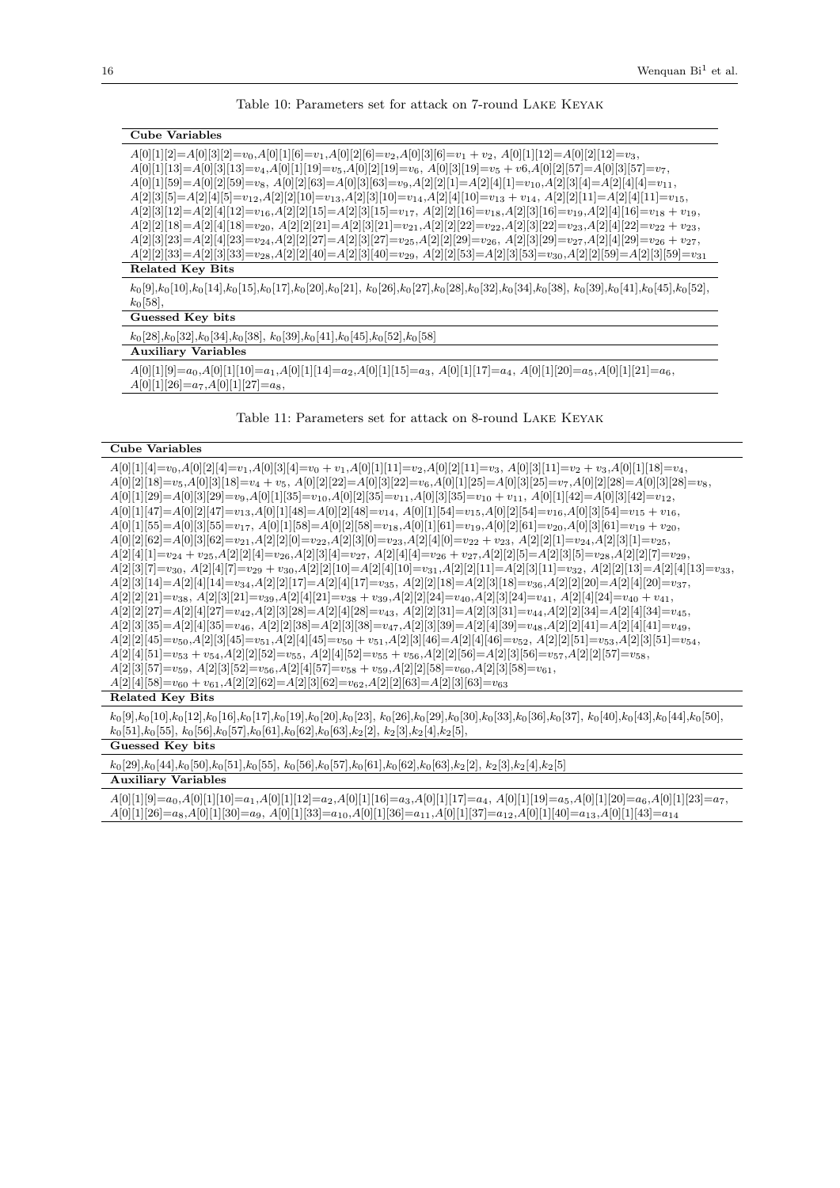Table 10: Parameters set for attack on 7-round Lake Keyak

| **Cube Variables** |
|---|
| $A[0][1][2]$=$A[0][3][2]$=$v_0$,$A[0][1][6]$=$v_1$,$A[0][2][6]$=$v_2$,$A[0][3][6]$=$v_1+v_2$, $A[0][1][12]$=$A[0][2][12]$=$v_3$, $A[0][1][13]$=$A[0][3][13]$=$v_4$,$A[0][1][19]$=$v_5$,$A[0][2][19]$=$v_6$, $A[0][3][19]$=$v_5+v6$,$A[0][2][57]$=$A[0][3][57]$=$v_7$, $A[0][1][59]$=$A[0][2][59]$=$v_8$, $A[0][2][63]$=$A[0][3][63]$=$v_9$,$A[2][2][1]$=$A[2][4][1]$=$v_{10}$,$A[2][3][4]$=$A[2][4][4]$=$v_{11}$, $A[2][3][5]$=$A[2][4][5]$=$v_{12}$,$A[2][2][10]$=$v_{13}$,$A[2][3][10]$=$v_{14}$,$A[2][4][10]$=$v_{13}+v_{14}$, $A[2][2][11]$=$A[2][4][11]$=$v_{15}$, $A[2][3][12]$=$A[2][4][12]$=$v_{16}$,$A[2][2][15]$=$A[2][3][15]$=$v_{17}$, $A[2][2][16]$=$v_{18}$,$A[2][3][16]$=$v_{19}$,$A[2][4][16]$=$v_{18}+v_{19}$, $A[2][2][18]$=$A[2][4][18]$=$v_{20}$, $A[2][2][21]$=$A[2][3][21]$=$v_{21}$,$A[2][2][22]$=$v_{22}$,$A[2][3][22]$=$v_{23}$,$A[2][4][22]$=$v_{22}+v_{23}$, $A[2][3][23]$=$A[2][4][23]$=$v_{24}$,$A[2][2][27]$=$A[2][3][27]$=$v_{25}$,$A[2][2][29]$=$v_{26}$, $A[2][3][29]$=$v_{27}$,$A[2][4][29]$=$v_{26}+v_{27}$, $A[2][2][33]$=$A[2][3][33]$=$v_{28}$,$A[2][2][40]$=$A[2][3][40]$=$v_{29}$, $A[2][2][53]$=$A[2][3][53]$=$v_{30}$,$A[2][2][59]$=$A[2][3][59]$=$v_{31}$ |
| **Related Key Bits** |
| $k_0[9]$,$k_0[10]$,$k_0[14]$,$k_0[15]$,$k_0[17]$,$k_0[20]$,$k_0[21]$, $k_0[26]$,$k_0[27]$,$k_0[28]$,$k_0[32]$,$k_0[34]$,$k_0[38]$, $k_0[39]$,$k_0[41]$,$k_0[45]$,$k_0[52]$, $k_0[58]$, |
| **Guessed Key bits** |
| $k_0[28]$,$k_0[32]$,$k_0[34]$,$k_0[38]$, $k_0[39]$,$k_0[41]$,$k_0[45]$,$k_0[52]$,$k_0[58]$ |
| **Auxiliary Variables** |
| $A[0][1][9]$=$a_0$,$A[0][1][10]$=$a_1$,$A[0][1][14]$=$a_2$,$A[0][1][15]$=$a_3$, $A[0][1][17]$=$a_4$, $A[0][1][20]$=$a_5$,$A[0][1][21]$=$a_6$, $A[0][1][26]$=$a_7$,$A[0][1][27]$=$a_8$, |

Table 11: Parameters set for attack on 8-round Lake Keyak

| **Cube Variables** |
|---|
| $A[0][1][4]$=$v_0$,$A[0][2][4]$=$v_1$,$A[0][3][4]$=$v_0+v_1$,$A[0][1][11]$=$v_2$,$A[0][2][11]$=$v_3$, $A[0][3][11]$=$v_2+v_3$,$A[0][1][18]$=$v_4$, $A[0][2][18]$=$v_5$,$A[0][3][18]$=$v_4+v_5$, $A[0][2][22]$=$A[0][3][22]$=$v_6$,$A[0][1][25]$=$A[0][3][25]$=$v_7$,$A[0][2][28]$=$A[0][3][28]$=$v_8$, $A[0][1][29]$=$A[0][3][29]$=$v_9$,$A[0][1][35]$=$v_{10}$,$A[0][2][35]$=$v_{11}$,$A[0][3][35]$=$v_{10}+v_{11}$, $A[0][1][42]$=$A[0][3][42]$=$v_{12}$, $A[0][1][47]$=$A[0][2][47]$=$v_{13}$,$A[0][1][48]$=$A[0][2][48]$=$v_{14}$, $A[0][1][54]$=$v_{15}$,$A[0][2][54]$=$v_{16}$,$A[0][3][54]$=$v_{15}+v_{16}$, $A[0][1][55]$=$A[0][3][55]$=$v_{17}$, $A[0][1][58]$=$A[0][2][58]$=$v_{18}$,$A[0][1][61]$=$v_{19}$,$A[0][2][61]$=$v_{20}$,$A[0][3][61]$=$v_{19}+v_{20}$, $A[0][2][62]$=$A[0][3][62]$=$v_{21}$,$A[2][2][0]$=$v_{22}$,$A[2][3][0]$=$v_{23}$,$A[2][4][0]$=$v_{22}+v_{23}$, $A[2][2][1]$=$v_{24}$,$A[2][3][1]$=$v_{25}$, $A[2][4][1]$=$v_{24}+v_{25}$,$A[2][2][4]$=$v_{26}$,$A[2][3][4]$=$v_{27}$, $A[2][4][4]$=$v_{26}+v_{27}$,$A[2][2][5]$=$A[2][3][5]$=$v_{28}$,$A[2][2][7]$=$v_{29}$, $A[2][3][7]$=$v_{30}$, $A[2][4][7]$=$v_{29}+v_{30}$,$A[2][2][10]$=$A[2][4][10]$=$v_{31}$,$A[2][2][11]$=$A[2][3][11]$=$v_{32}$, $A[2][2][13]$=$A[2][4][13]$=$v_{33}$, $A[2][3][14]$=$A[2][4][14]$=$v_{34}$,$A[2][2][17]$=$A[2][4][17]$=$v_{35}$, $A[2][2][18]$=$A[2][3][18]$=$v_{36}$,$A[2][2][20]$=$A[2][4][20]$=$v_{37}$, $A[2][2][21]$=$v_{38}$, $A[2][3][21]$=$v_{39}$,$A[2][4][21]$=$v_{38}+v_{39}$,$A[2][2][24]$=$v_{40}$,$A[2][3][24]$=$v_{41}$, $A[2][4][24]$=$v_{40}+v_{41}$, $A[2][2][27]$=$A[2][4][27]$=$v_{42}$,$A[2][3][28]$=$A[2][4][28]$=$v_{43}$, $A[2][2][31]$=$A[2][3][31]$=$v_{44}$,$A[2][2][34]$=$A[2][4][34]$=$v_{45}$, $A[2][3][35]$=$A[2][4][35]$=$v_{46}$, $A[2][2][38]$=$A[2][3][38]$=$v_{47}$,$A[2][3][39]$=$A[2][4][39]$=$v_{48}$,$A[2][2][41]$=$A[2][4][41]$=$v_{49}$, $A[2][2][45]$=$v_{50}$,$A[2][3][45]$=$v_{51}$,$A[2][4][45]$=$v_{50}+v_{51}$,$A[2][3][46]$=$A[2][4][46]$=$v_{52}$, $A[2][2][51]$=$v_{53}$,$A[2][3][51]$=$v_{54}$, $A[2][4][51]$=$v_{53}+v_{54}$,$A[2][2][52]$=$v_{55}$, $A[2][4][52]$=$v_{55}+v_{56}$,$A[2][2][56]$=$A[2][3][56]$=$v_{57}$,$A[2][2][57]$=$v_{58}$, $A[2][3][57]$=$v_{59}$, $A[2][3][52]$=$v_{56}$,$A[2][4][57]$=$v_{58}+v_{59}$,$A[2][2][58]$=$v_{60}$,$A[2][3][58]$=$v_{61}$, $A[2][4][58]$=$v_{60}+v_{61}$,$A[2][2][62]$=$A[2][3][62]$=$v_{62}$,$A[2][2][63]$=$A[2][3][63]$=$v_{63}$ |
| **Related Key Bits** |
| $k_0[9]$,$k_0[10]$,$k_0[12]$,$k_0[16]$,$k_0[17]$,$k_0[19]$,$k_0[20]$,$k_0[23]$, $k_0[26]$,$k_0[29]$,$k_0[30]$,$k_0[33]$,$k_0[36]$,$k_0[37]$, $k_0[40]$,$k_0[43]$,$k_0[44]$,$k_0[50]$, $k_0[51]$,$k_0[55]$, $k_0[56]$,$k_0[57]$,$k_0[61]$,$k_0[62]$,$k_0[63]$,$k_2[2]$, $k_2[3]$,$k_2[4]$,$k_2[5]$, |
| **Guessed Key bits** |
| $k_0[29]$,$k_0[44]$,$k_0[50]$,$k_0[51]$,$k_0[55]$, $k_0[56]$,$k_0[57]$,$k_0[61]$,$k_0[62]$,$k_0[63]$,$k_2[2]$, $k_2[3]$,$k_2[4]$,$k_2[5]$ |
| **Auxiliary Variables** |
| $A[0][1][9]$=$a_0$,$A[0][1][10]$=$a_1$,$A[0][1][12]$=$a_2$,$A[0][1][16]$=$a_3$,$A[0][1][17]$=$a_4$, $A[0][1][19]$=$a_5$,$A[0][1][20]$=$a_6$,$A[0][1][23]$=$a_7$, $A[0][1][26]$=$a_8$,$A[0][1][30]$=$a_9$, $A[0][1][33]$=$a_{10}$,$A[0][1][36]$=$a_{11}$,$A[0][1][37]$=$a_{12}$,$A[0][1][40]$=$a_{13}$,$A[0][1][43]$=$a_{14}$ |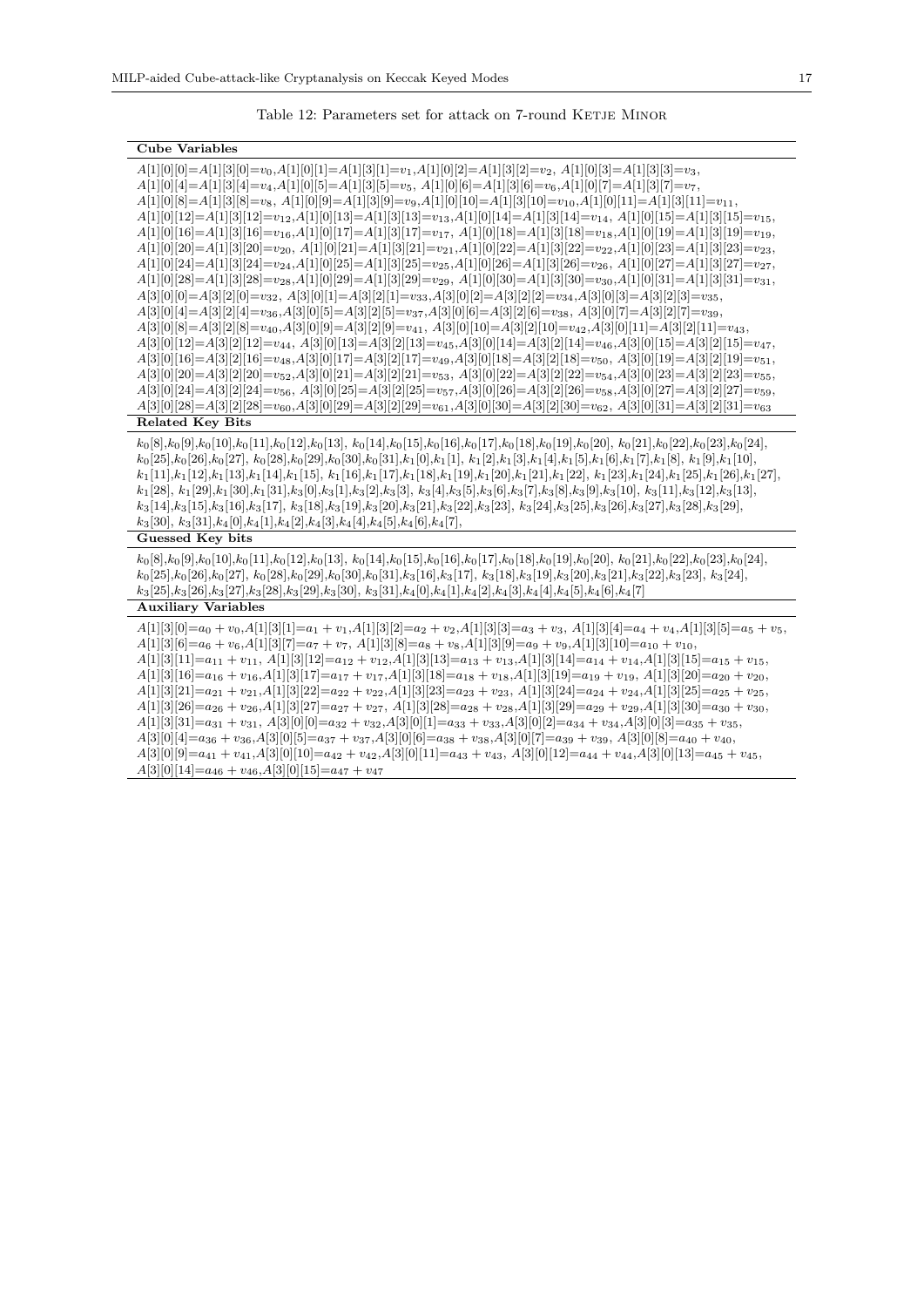Table 12: Parameters set for attack on 7-round Ketje Minor

| **Cube Variables** |
| --- |
| $A[1][0][0]{=}A[1][3][0]{=}v_0$,$A[1][0][1]{=}A[1][3][1]{=}v_1$,$A[1][0][2]{=}A[1][3][2]{=}v_2$, $A[1][0][3]{=}A[1][3][3]{=}v_3$, $A[1][0][4]{=}A[1][3][4]{=}v_4$,$A[1][0][5]{=}A[1][3][5]{=}v_5$, $A[1][0][6]{=}A[1][3][6]{=}v_6$,$A[1][0][7]{=}A[1][3][7]{=}v_7$, $A[1][0][8]{=}A[1][3][8]{=}v_8$, $A[1][0][9]{=}A[1][3][9]{=}v_9$,$A[1][0][10]{=}A[1][3][10]{=}v_{10}$,$A[1][0][11]{=}A[1][3][11]{=}v_{11}$, $A[1][0][12]{=}A[1][3][12]{=}v_{12}$,$A[1][0][13]{=}A[1][3][13]{=}v_{13}$,$A[1][0][14]{=}A[1][3][14]{=}v_{14}$, $A[1][0][15]{=}A[1][3][15]{=}v_{15}$, $A[1][0][16]{=}A[1][3][16]{=}v_{16}$,$A[1][0][17]{=}A[1][3][17]{=}v_{17}$, $A[1][0][18]{=}A[1][3][18]{=}v_{18}$,$A[1][0][19]{=}A[1][3][19]{=}v_{19}$, $A[1][0][20]{=}A[1][3][20]{=}v_{20}$, $A[1][0][21]{=}A[1][3][21]{=}v_{21}$,$A[1][0][22]{=}A[1][3][22]{=}v_{22}$,$A[1][0][23]{=}A[1][3][23]{=}v_{23}$, $A[1][0][24]{=}A[1][3][24]{=}v_{24}$,$A[1][0][25]{=}A[1][3][25]{=}v_{25}$,$A[1][0][26]{=}A[1][3][26]{=}v_{26}$, $A[1][0][27]{=}A[1][3][27]{=}v_{27}$, $A[1][0][28]{=}A[1][3][28]{=}v_{28}$,$A[1][0][29]{=}A[1][3][29]{=}v_{29}$, $A[1][0][30]{=}A[1][3][30]{=}v_{30}$,$A[1][0][31]{=}A[1][3][31]{=}v_{31}$, $A[3][0][0]{=}A[3][2][0]{=}v_{32}$, $A[3][0][1]{=}A[3][2][1]{=}v_{33}$,$A[3][0][2]{=}A[3][2][2]{=}v_{34}$,$A[3][0][3]{=}A[3][2][3]{=}v_{35}$, $A[3][0][4]{=}A[3][2][4]{=}v_{36}$,$A[3][0][5]{=}A[3][2][5]{=}v_{37}$,$A[3][0][6]{=}A[3][2][6]{=}v_{38}$, $A[3][0][7]{=}A[3][2][7]{=}v_{39}$, $A[3][0][8]{=}A[3][2][8]{=}v_{40}$,$A[3][0][9]{=}A[3][2][9]{=}v_{41}$, $A[3][0][10]{=}A[3][2][10]{=}v_{42}$,$A[3][0][11]{=}A[3][2][11]{=}v_{43}$, $A[3][0][12]{=}A[3][2][12]{=}v_{44}$, $A[3][0][13]{=}A[3][2][13]{=}v_{45}$,$A[3][0][14]{=}A[3][2][14]{=}v_{46}$,$A[3][0][15]{=}A[3][2][15]{=}v_{47}$, $A[3][0][16]{=}A[3][2][16]{=}v_{48}$,$A[3][0][17]{=}A[3][2][17]{=}v_{49}$,$A[3][0][18]{=}A[3][2][18]{=}v_{50}$, $A[3][0][19]{=}A[3][2][19]{=}v_{51}$, $A[3][0][20]{=}A[3][2][20]{=}v_{52}$,$A[3][0][21]{=}A[3][2][21]{=}v_{53}$, $A[3][0][22]{=}A[3][2][22]{=}v_{54}$,$A[3][0][23]{=}A[3][2][23]{=}v_{55}$, $A[3][0][24]{=}A[3][2][24]{=}v_{56}$, $A[3][0][25]{=}A[3][2][25]{=}v_{57}$,$A[3][0][26]{=}A[3][2][26]{=}v_{58}$,$A[3][0][27]{=}A[3][2][27]{=}v_{59}$, $A[3][0][28]{=}A[3][2][28]{=}v_{60}$,$A[3][0][29]{=}A[3][2][29]{=}v_{61}$,$A[3][0][30]{=}A[3][2][30]{=}v_{62}$, $A[3][0][31]{=}A[3][2][31]{=}v_{63}$ |
| **Related Key Bits** |
| $k_0[8]$,$k_0[9]$,$k_0[10]$,$k_0[11]$,$k_0[12]$,$k_0[13]$, $k_0[14]$,$k_0[15]$,$k_0[16]$,$k_0[17]$,$k_0[18]$,$k_0[19]$,$k_0[20]$, $k_0[21]$,$k_0[22]$,$k_0[23]$,$k_0[24]$, $k_0[25]$,$k_0[26]$,$k_0[27]$, $k_0[28]$,$k_0[29]$,$k_0[30]$,$k_0[31]$,$k_1[0]$,$k_1[1]$, $k_1[2]$,$k_1[3]$,$k_1[4]$,$k_1[5]$,$k_1[6]$,$k_1[7]$,$k_1[8]$, $k_1[9]$,$k_1[10]$, $k_1[11]$,$k_1[12]$,$k_1[13]$,$k_1[14]$,$k_1[15]$, $k_1[16]$,$k_1[17]$,$k_1[18]$,$k_1[19]$,$k_1[20]$,$k_1[21]$,$k_1[22]$, $k_1[23]$,$k_1[24]$,$k_1[25]$,$k_1[26]$,$k_1[27]$, $k_1[28]$, $k_1[29]$,$k_1[30]$,$k_1[31]$,$k_3[0]$,$k_3[1]$,$k_3[2]$,$k_3[3]$, $k_3[4]$,$k_3[5]$,$k_3[6]$,$k_3[7]$,$k_3[8]$,$k_3[9]$,$k_3[10]$, $k_3[11]$,$k_3[12]$,$k_3[13]$, $k_3[14]$,$k_3[15]$,$k_3[16]$,$k_3[17]$, $k_3[18]$,$k_3[19]$,$k_3[20]$,$k_3[21]$,$k_3[22]$,$k_3[23]$, $k_3[24]$,$k_3[25]$,$k_3[26]$,$k_3[27]$,$k_3[28]$,$k_3[29]$, $k_3[30]$, $k_3[31]$,$k_4[0]$,$k_4[1]$,$k_4[2]$,$k_4[3]$,$k_4[4]$,$k_4[5]$,$k_4[6]$,$k_4[7]$, |
| **Guessed Key bits** |
| $k_0[8]$,$k_0[9]$,$k_0[10]$,$k_0[11]$,$k_0[12]$,$k_0[13]$, $k_0[14]$,$k_0[15]$,$k_0[16]$,$k_0[17]$,$k_0[18]$,$k_0[19]$,$k_0[20]$, $k_0[21]$,$k_0[22]$,$k_0[23]$,$k_0[24]$, $k_0[25]$,$k_0[26]$,$k_0[27]$, $k_0[28]$,$k_0[29]$,$k_0[30]$,$k_0[31]$,$k_3[16]$,$k_3[17]$, $k_3[18]$,$k_3[19]$,$k_3[20]$,$k_3[21]$,$k_3[22]$,$k_3[23]$, $k_3[24]$, $k_3[25]$,$k_3[26]$,$k_3[27]$,$k_3[28]$,$k_3[29]$,$k_3[30]$, $k_3[31]$,$k_4[0]$,$k_4[1]$,$k_4[2]$,$k_4[3]$,$k_4[4]$,$k_4[5]$,$k_4[6]$,$k_4[7]$ |
| **Auxiliary Variables** |
| $A[1][3][0]{=}a_0+v_0$,$A[1][3][1]{=}a_1+v_1$,$A[1][3][2]{=}a_2+v_2$,$A[1][3][3]{=}a_3+v_3$, $A[1][3][4]{=}a_4+v_4$,$A[1][3][5]{=}a_5+v_5$, $A[1][3][6]{=}a_6+v_6$,$A[1][3][7]{=}a_7+v_7$, $A[1][3][8]{=}a_8+v_8$,$A[1][3][9]{=}a_9+v_9$,$A[1][3][10]{=}a_{10}+v_{10}$, $A[1][3][11]{=}a_{11}+v_{11}$, $A[1][3][12]{=}a_{12}+v_{12}$,$A[1][3][13]{=}a_{13}+v_{13}$,$A[1][3][14]{=}a_{14}+v_{14}$,$A[1][3][15]{=}a_{15}+v_{15}$, $A[1][3][16]{=}a_{16}+v_{16}$,$A[1][3][17]{=}a_{17}+v_{17}$,$A[1][3][18]{=}a_{18}+v_{18}$,$A[1][3][19]{=}a_{19}+v_{19}$, $A[1][3][20]{=}a_{20}+v_{20}$, $A[1][3][21]{=}a_{21}+v_{21}$,$A[1][3][22]{=}a_{22}+v_{22}$,$A[1][3][23]{=}a_{23}+v_{23}$, $A[1][3][24]{=}a_{24}+v_{24}$,$A[1][3][25]{=}a_{25}+v_{25}$, $A[1][3][26]{=}a_{26}+v_{26}$,$A[1][3][27]{=}a_{27}+v_{27}$, $A[1][3][28]{=}a_{28}+v_{28}$,$A[1][3][29]{=}a_{29}+v_{29}$,$A[1][3][30]{=}a_{30}+v_{30}$, $A[1][3][31]{=}a_{31}+v_{31}$, $A[3][0][0]{=}a_{32}+v_{32}$,$A[3][0][1]{=}a_{33}+v_{33}$,$A[3][0][2]{=}a_{34}+v_{34}$,$A[3][0][3]{=}a_{35}+v_{35}$, $A[3][0][4]{=}a_{36}+v_{36}$,$A[3][0][5]{=}a_{37}+v_{37}$,$A[3][0][6]{=}a_{38}+v_{38}$,$A[3][0][7]{=}a_{39}+v_{39}$, $A[3][0][8]{=}a_{40}+v_{40}$, $A[3][0][9]{=}a_{41}+v_{41}$,$A[3][0][10]{=}a_{42}+v_{42}$,$A[3][0][11]{=}a_{43}+v_{43}$, $A[3][0][12]{=}a_{44}+v_{44}$,$A[3][0][13]{=}a_{45}+v_{45}$, $A[3][0][14]{=}a_{46}+v_{46}$,$A[3][0][15]{=}a_{47}+v_{47}$ |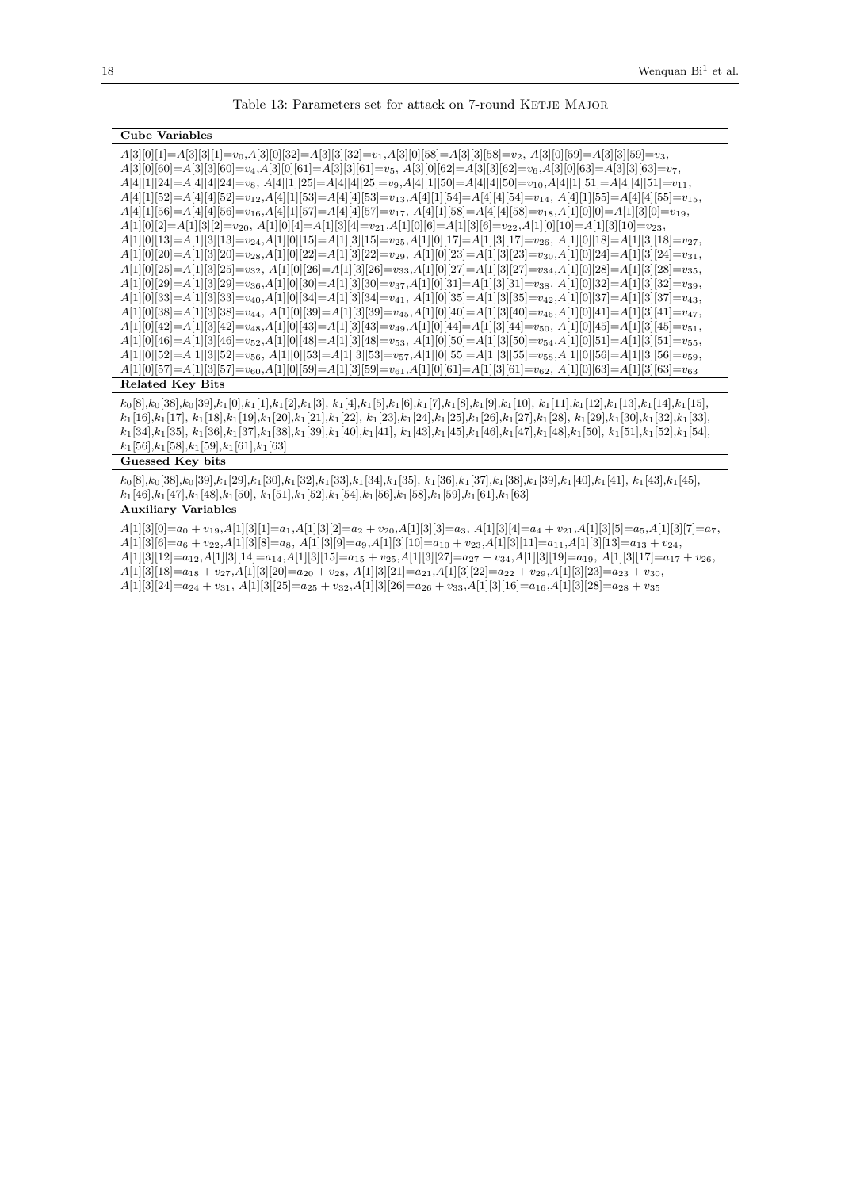Table 13: Parameters set for attack on 7-round Ketje Major

| |
|---|
| **Cube Variables** |
| $A[3][0][1]=A[3][3][1]=v_0$, $A[3][0][32]=A[3][3][32]=v_1$, $A[3][0][58]=A[3][3][58]=v_2$, $A[3][0][59]=A[3][3][59]=v_3$, $A[3][0][60]=A[3][3][60]=v_4$, $A[3][0][61]=A[3][3][61]=v_5$, $A[3][0][62]=A[3][3][62]=v_6$, $A[3][0][63]=A[3][3][63]=v_7$, $A[4][1][24]=A[4][4][24]=v_8$, $A[4][1][25]=A[4][4][25]=v_9$, $A[4][1][50]=A[4][4][50]=v_{10}$, $A[4][1][51]=A[4][4][51]=v_{11}$, $A[4][1][52]=A[4][4][52]=v_{12}$, $A[4][1][53]=A[4][4][53]=v_{13}$, $A[4][1][54]=A[4][4][54]=v_{14}$, $A[4][1][55]=A[4][4][55]=v_{15}$, $A[4][1][56]=A[4][4][56]=v_{16}$, $A[4][1][57]=A[4][4][57]=v_{17}$, $A[4][1][58]=A[4][4][58]=v_{18}$, $A[1][0][0]=A[1][3][0]=v_{19}$, $A[1][0][2]=A[1][3][2]=v_{20}$, $A[1][0][4]=A[1][3][4]=v_{21}$, $A[1][0][6]=A[1][3][6]=v_{22}$, $A[1][0][10]=A[1][3][10]=v_{23}$, $A[1][0][13]=A[1][3][13]=v_{24}$, $A[1][0][15]=A[1][3][15]=v_{25}$, $A[1][0][17]=A[1][3][17]=v_{26}$, $A[1][0][18]=A[1][3][18]=v_{27}$, $A[1][0][20]=A[1][3][20]=v_{28}$, $A[1][0][22]=A[1][3][22]=v_{29}$, $A[1][0][23]=A[1][3][23]=v_{30}$, $A[1][0][24]=A[1][3][24]=v_{31}$, $A[1][0][25]=A[1][3][25]=v_{32}$, $A[1][0][26]=A[1][3][26]=v_{33}$, $A[1][0][27]=A[1][3][27]=v_{34}$, $A[1][0][28]=A[1][3][28]=v_{35}$, $A[1][0][29]=A[1][3][29]=v_{36}$, $A[1][0][30]=A[1][3][30]=v_{37}$, $A[1][0][31]=A[1][3][31]=v_{38}$, $A[1][0][32]=A[1][3][32]=v_{39}$, $A[1][0][33]=A[1][3][33]=v_{40}$, $A[1][0][34]=A[1][3][34]=v_{41}$, $A[1][0][35]=A[1][3][35]=v_{42}$, $A[1][0][37]=A[1][3][37]=v_{43}$, $A[1][0][38]=A[1][3][38]=v_{44}$, $A[1][0][39]=A[1][3][39]=v_{45}$, $A[1][0][40]=A[1][3][40]=v_{46}$, $A[1][0][41]=A[1][3][41]=v_{47}$, $A[1][0][42]=A[1][3][42]=v_{48}$, $A[1][0][43]=A[1][3][43]=v_{49}$, $A[1][0][44]=A[1][3][44]=v_{50}$, $A[1][0][45]=A[1][3][45]=v_{51}$, $A[1][0][46]=A[1][3][46]=v_{52}$, $A[1][0][48]=A[1][3][48]=v_{53}$, $A[1][0][50]=A[1][3][50]=v_{54}$, $A[1][0][51]=A[1][3][51]=v_{55}$, $A[1][0][52]=A[1][3][52]=v_{56}$, $A[1][0][53]=A[1][3][53]=v_{57}$, $A[1][0][55]=A[1][3][55]=v_{58}$, $A[1][0][56]=A[1][3][56]=v_{59}$, $A[1][0][57]=A[1][3][57]=v_{60}$, $A[1][0][59]=A[1][3][59]=v_{61}$, $A[1][0][61]=A[1][3][61]=v_{62}$, $A[1][0][63]=A[1][3][63]=v_{63}$ |
| **Related Key Bits** |
| $k_0[8]$, $k_0[38]$, $k_0[39]$, $k_1[0]$, $k_1[1]$, $k_1[2]$, $k_1[3]$, $k_1[4]$, $k_1[5]$, $k_1[6]$, $k_1[7]$, $k_1[8]$, $k_1[9]$, $k_1[10]$, $k_1[11]$, $k_1[12]$, $k_1[13]$, $k_1[14]$, $k_1[15]$, $k_1[16]$, $k_1[17]$, $k_1[18]$, $k_1[19]$, $k_1[20]$, $k_1[21]$, $k_1[22]$, $k_1[23]$, $k_1[24]$, $k_1[25]$, $k_1[26]$, $k_1[27]$, $k_1[28]$, $k_1[29]$, $k_1[30]$, $k_1[32]$, $k_1[33]$, $k_1[34]$, $k_1[35]$, $k_1[36]$, $k_1[37]$, $k_1[38]$, $k_1[39]$, $k_1[40]$, $k_1[41]$, $k_1[43]$, $k_1[45]$, $k_1[46]$, $k_1[47]$, $k_1[48]$, $k_1[50]$, $k_1[51]$, $k_1[52]$, $k_1[54]$, $k_1[56]$, $k_1[58]$, $k_1[59]$, $k_1[61]$, $k_1[63]$ |
| **Guessed Key bits** |
| $k_0[8]$, $k_0[38]$, $k_0[39]$, $k_1[29]$, $k_1[30]$, $k_1[32]$, $k_1[33]$, $k_1[34]$, $k_1[35]$, $k_1[36]$, $k_1[37]$, $k_1[38]$, $k_1[39]$, $k_1[40]$, $k_1[41]$, $k_1[43]$, $k_1[45]$, $k_1[46]$, $k_1[47]$, $k_1[48]$, $k_1[50]$, $k_1[51]$, $k_1[52]$, $k_1[54]$, $k_1[56]$, $k_1[58]$, $k_1[59]$, $k_1[61]$, $k_1[63]$ |
| **Auxiliary Variables** |
| $A[1][3][0]=a_0+v_{19}$, $A[1][3][1]=a_1$, $A[1][3][2]=a_2+v_{20}$, $A[1][3][3]=a_3$, $A[1][3][4]=a_4+v_{21}$, $A[1][3][5]=a_5$, $A[1][3][7]=a_7$, $A[1][3][6]=a_6+v_{22}$, $A[1][3][8]=a_8$, $A[1][3][9]=a_9$, $A[1][3][10]=a_{10}+v_{23}$, $A[1][3][11]=a_{11}$, $A[1][3][13]=a_{13}+v_{24}$, $A[1][3][12]=a_{12}$, $A[1][3][14]=a_{14}$, $A[1][3][15]=a_{15}+v_{25}$, $A[1][3][27]=a_{27}+v_{34}$, $A[1][3][19]=a_{19}$, $A[1][3][17]=a_{17}+v_{26}$, $A[1][3][18]=a_{18}+v_{27}$, $A[1][3][20]=a_{20}+v_{28}$, $A[1][3][21]=a_{21}$, $A[1][3][22]=a_{22}+v_{29}$, $A[1][3][23]=a_{23}+v_{30}$, $A[1][3][24]=a_{24}+v_{31}$, $A[1][3][25]=a_{25}+v_{32}$, $A[1][3][26]=a_{26}+v_{33}$, $A[1][3][16]=a_{16}$, $A[1][3][28]=a_{28}+v_{35}$ |